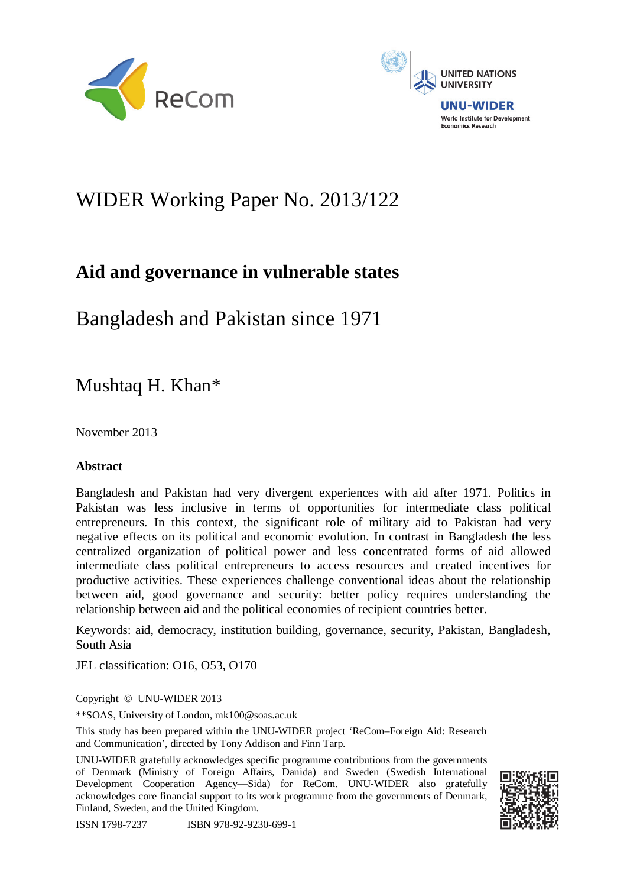WIDER Working Paper No. 2013/122

# Aid and governance in vulnerable states

## Bangladesh and Pakistan since 1971

Mushtaq H. Khan*

November 2013

**Abstract**

Bangladesh and Pakistan had very divergent experiences with aid after 1971. Politics in Pakistan was less inclusive in terms of opportunities for intermediate class political entrepreneurs. In this context, the significant role of military aid to Pakistan had very negative effects on its political and economic evolution. In contrast in Bangladesh the less centralized organization of political power and less concentrated forms of aid allowed intermediate class political entrepreneurs to access resources and created incentives for productive activities. These experiences challenge conventional ideas about the relationship between aid, good governance and security: better policy requires understanding the relationship between aid and the political economies of recipient countries better.

Keywords: aid, democracy, institution building, governance, security, Pakistan, Bangladesh, South Asia

JEL classification: O16, O53, O170

---

Copyright © UNU-WIDER 2013

**SOAS, University of London, mk100@soas.ac.uk

This study has been prepared within the UNU-WIDER project 'ReCom–Foreign Aid: Research and Communication', directed by Tony Addison and Finn Tarp.

UNU-WIDER gratefully acknowledges specific programme contributions from the governments of Denmark (Ministry of Foreign Affairs, Danida) and Sweden (Swedish International Development Cooperation Agency—Sida) for ReCom. UNU-WIDER also gratefully acknowledges core financial support to its work programme from the governments of Denmark, Finland, Sweden, and the United Kingdom.

ISSN 1798-7237 ISBN 978-92-9230-699-1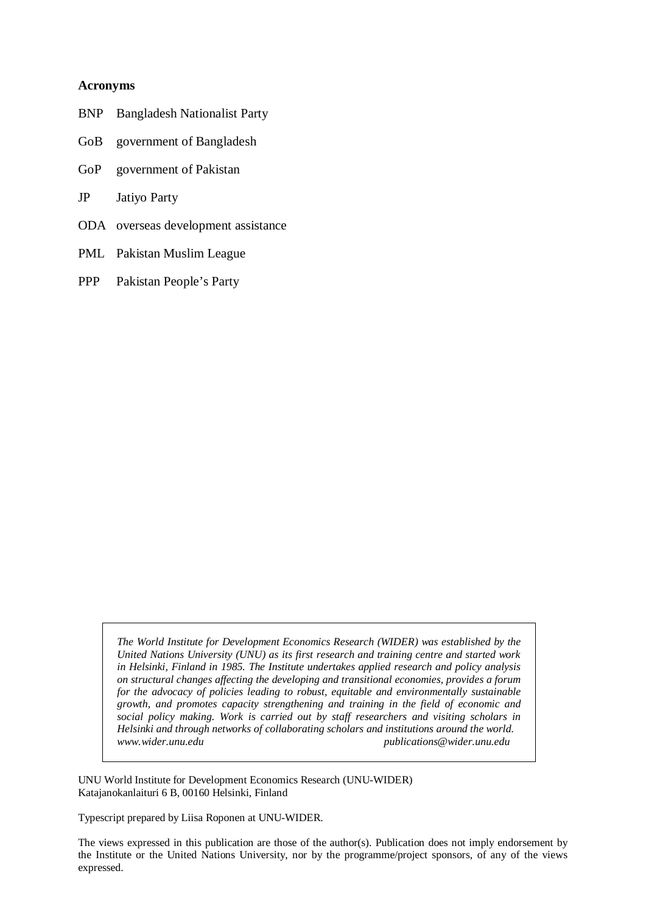**Acronyms**

| | |
|---|---|
| BNP | Bangladesh Nationalist Party |
| GoB | government of Bangladesh |
| GoP | government of Pakistan |
| JP | Jatiyo Party |
| ODA | overseas development assistance |
| PML | Pakistan Muslim League |
| PPP | Pakistan People's Party |

*The World Institute for Development Economics Research (WIDER) was established by the United Nations University (UNU) as its first research and training centre and started work in Helsinki, Finland in 1985. The Institute undertakes applied research and policy analysis on structural changes affecting the developing and transitional economies, provides a forum for the advocacy of policies leading to robust, equitable and environmentally sustainable growth, and promotes capacity strengthening and training in the field of economic and social policy making. Work is carried out by staff researchers and visiting scholars in Helsinki and through networks of collaborating scholars and institutions around the world.*
*www.wider.unu.edu* *publications@wider.unu.edu*

UNU World Institute for Development Economics Research (UNU-WIDER)
Katajanokanlaituri 6 B, 00160 Helsinki, Finland

Typescript prepared by Liisa Roponen at UNU-WIDER.

The views expressed in this publication are those of the author(s). Publication does not imply endorsement by the Institute or the United Nations University, nor by the programme/project sponsors, of any of the views expressed.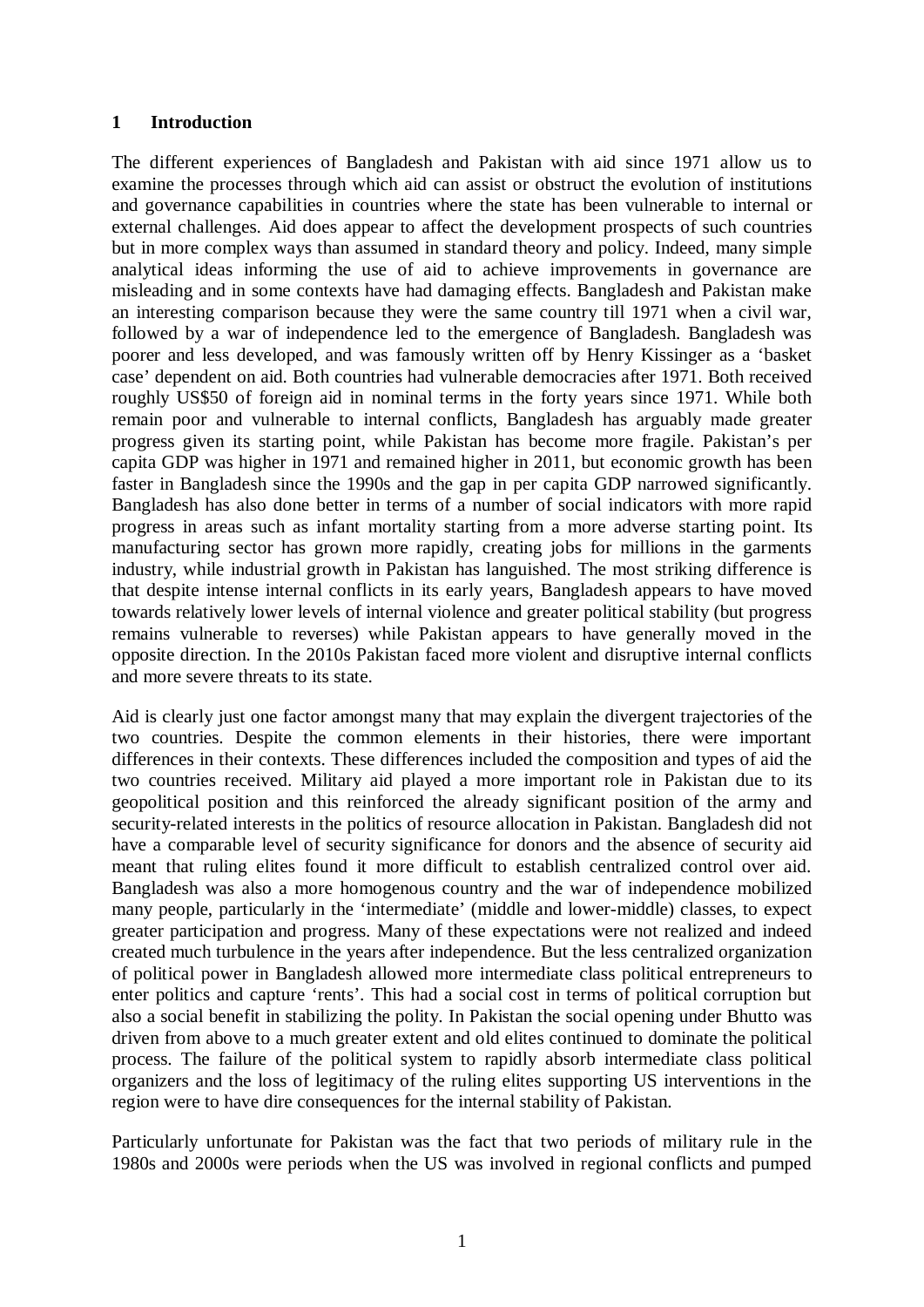## 1 Introduction

The different experiences of Bangladesh and Pakistan with aid since 1971 allow us to examine the processes through which aid can assist or obstruct the evolution of institutions and governance capabilities in countries where the state has been vulnerable to internal or external challenges. Aid does appear to affect the development prospects of such countries but in more complex ways than assumed in standard theory and policy. Indeed, many simple analytical ideas informing the use of aid to achieve improvements in governance are misleading and in some contexts have had damaging effects. Bangladesh and Pakistan make an interesting comparison because they were the same country till 1971 when a civil war, followed by a war of independence led to the emergence of Bangladesh. Bangladesh was poorer and less developed, and was famously written off by Henry Kissinger as a 'basket case' dependent on aid. Both countries had vulnerable democracies after 1971. Both received roughly US$50 of foreign aid in nominal terms in the forty years since 1971. While both remain poor and vulnerable to internal conflicts, Bangladesh has arguably made greater progress given its starting point, while Pakistan has become more fragile. Pakistan's per capita GDP was higher in 1971 and remained higher in 2011, but economic growth has been faster in Bangladesh since the 1990s and the gap in per capita GDP narrowed significantly. Bangladesh has also done better in terms of a number of social indicators with more rapid progress in areas such as infant mortality starting from a more adverse starting point. Its manufacturing sector has grown more rapidly, creating jobs for millions in the garments industry, while industrial growth in Pakistan has languished. The most striking difference is that despite intense internal conflicts in its early years, Bangladesh appears to have moved towards relatively lower levels of internal violence and greater political stability (but progress remains vulnerable to reverses) while Pakistan appears to have generally moved in the opposite direction. In the 2010s Pakistan faced more violent and disruptive internal conflicts and more severe threats to its state.

Aid is clearly just one factor amongst many that may explain the divergent trajectories of the two countries. Despite the common elements in their histories, there were important differences in their contexts. These differences included the composition and types of aid the two countries received. Military aid played a more important role in Pakistan due to its geopolitical position and this reinforced the already significant position of the army and security-related interests in the politics of resource allocation in Pakistan. Bangladesh did not have a comparable level of security significance for donors and the absence of security aid meant that ruling elites found it more difficult to establish centralized control over aid. Bangladesh was also a more homogenous country and the war of independence mobilized many people, particularly in the 'intermediate' (middle and lower-middle) classes, to expect greater participation and progress. Many of these expectations were not realized and indeed created much turbulence in the years after independence. But the less centralized organization of political power in Bangladesh allowed more intermediate class political entrepreneurs to enter politics and capture 'rents'. This had a social cost in terms of political corruption but also a social benefit in stabilizing the polity. In Pakistan the social opening under Bhutto was driven from above to a much greater extent and old elites continued to dominate the political process. The failure of the political system to rapidly absorb intermediate class political organizers and the loss of legitimacy of the ruling elites supporting US interventions in the region were to have dire consequences for the internal stability of Pakistan.

Particularly unfortunate for Pakistan was the fact that two periods of military rule in the 1980s and 2000s were periods when the US was involved in regional conflicts and pumped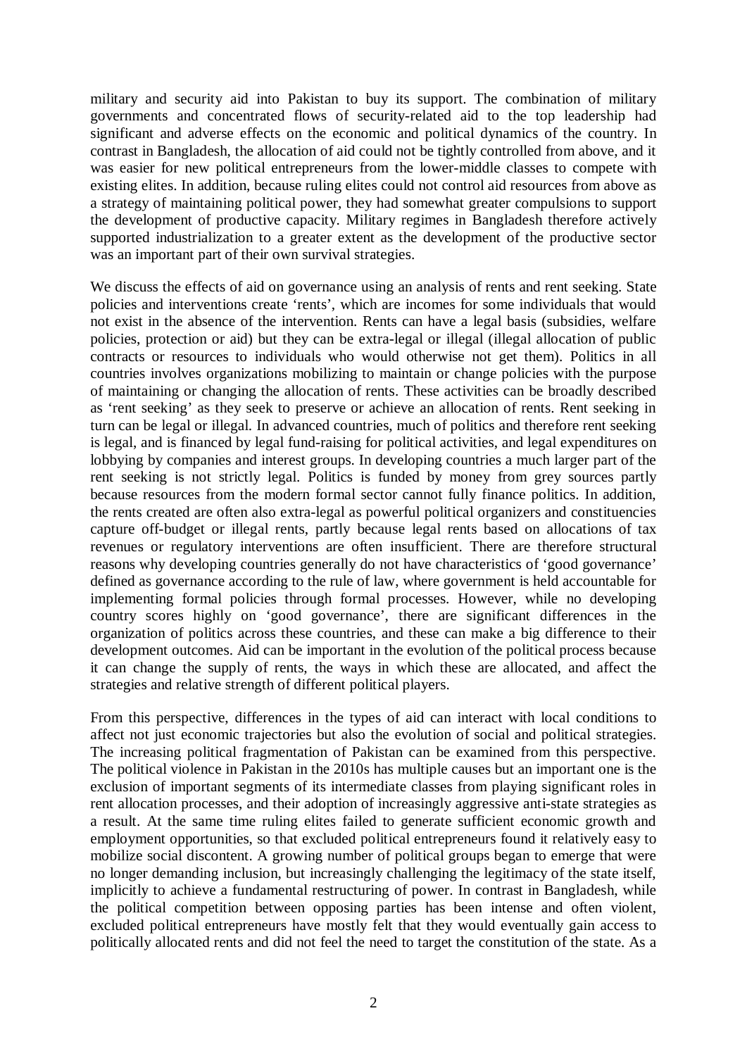military and security aid into Pakistan to buy its support. The combination of military governments and concentrated flows of security-related aid to the top leadership had significant and adverse effects on the economic and political dynamics of the country. In contrast in Bangladesh, the allocation of aid could not be tightly controlled from above, and it was easier for new political entrepreneurs from the lower-middle classes to compete with existing elites. In addition, because ruling elites could not control aid resources from above as a strategy of maintaining political power, they had somewhat greater compulsions to support the development of productive capacity. Military regimes in Bangladesh therefore actively supported industrialization to a greater extent as the development of the productive sector was an important part of their own survival strategies.

We discuss the effects of aid on governance using an analysis of rents and rent seeking. State policies and interventions create 'rents', which are incomes for some individuals that would not exist in the absence of the intervention. Rents can have a legal basis (subsidies, welfare policies, protection or aid) but they can be extra-legal or illegal (illegal allocation of public contracts or resources to individuals who would otherwise not get them). Politics in all countries involves organizations mobilizing to maintain or change policies with the purpose of maintaining or changing the allocation of rents. These activities can be broadly described as 'rent seeking' as they seek to preserve or achieve an allocation of rents. Rent seeking in turn can be legal or illegal. In advanced countries, much of politics and therefore rent seeking is legal, and is financed by legal fund-raising for political activities, and legal expenditures on lobbying by companies and interest groups. In developing countries a much larger part of the rent seeking is not strictly legal. Politics is funded by money from grey sources partly because resources from the modern formal sector cannot fully finance politics. In addition, the rents created are often also extra-legal as powerful political organizers and constituencies capture off-budget or illegal rents, partly because legal rents based on allocations of tax revenues or regulatory interventions are often insufficient. There are therefore structural reasons why developing countries generally do not have characteristics of 'good governance' defined as governance according to the rule of law, where government is held accountable for implementing formal policies through formal processes. However, while no developing country scores highly on 'good governance', there are significant differences in the organization of politics across these countries, and these can make a big difference to their development outcomes. Aid can be important in the evolution of the political process because it can change the supply of rents, the ways in which these are allocated, and affect the strategies and relative strength of different political players.

From this perspective, differences in the types of aid can interact with local conditions to affect not just economic trajectories but also the evolution of social and political strategies. The increasing political fragmentation of Pakistan can be examined from this perspective. The political violence in Pakistan in the 2010s has multiple causes but an important one is the exclusion of important segments of its intermediate classes from playing significant roles in rent allocation processes, and their adoption of increasingly aggressive anti-state strategies as a result. At the same time ruling elites failed to generate sufficient economic growth and employment opportunities, so that excluded political entrepreneurs found it relatively easy to mobilize social discontent. A growing number of political groups began to emerge that were no longer demanding inclusion, but increasingly challenging the legitimacy of the state itself, implicitly to achieve a fundamental restructuring of power. In contrast in Bangladesh, while the political competition between opposing parties has been intense and often violent, excluded political entrepreneurs have mostly felt that they would eventually gain access to politically allocated rents and did not feel the need to target the constitution of the state. As a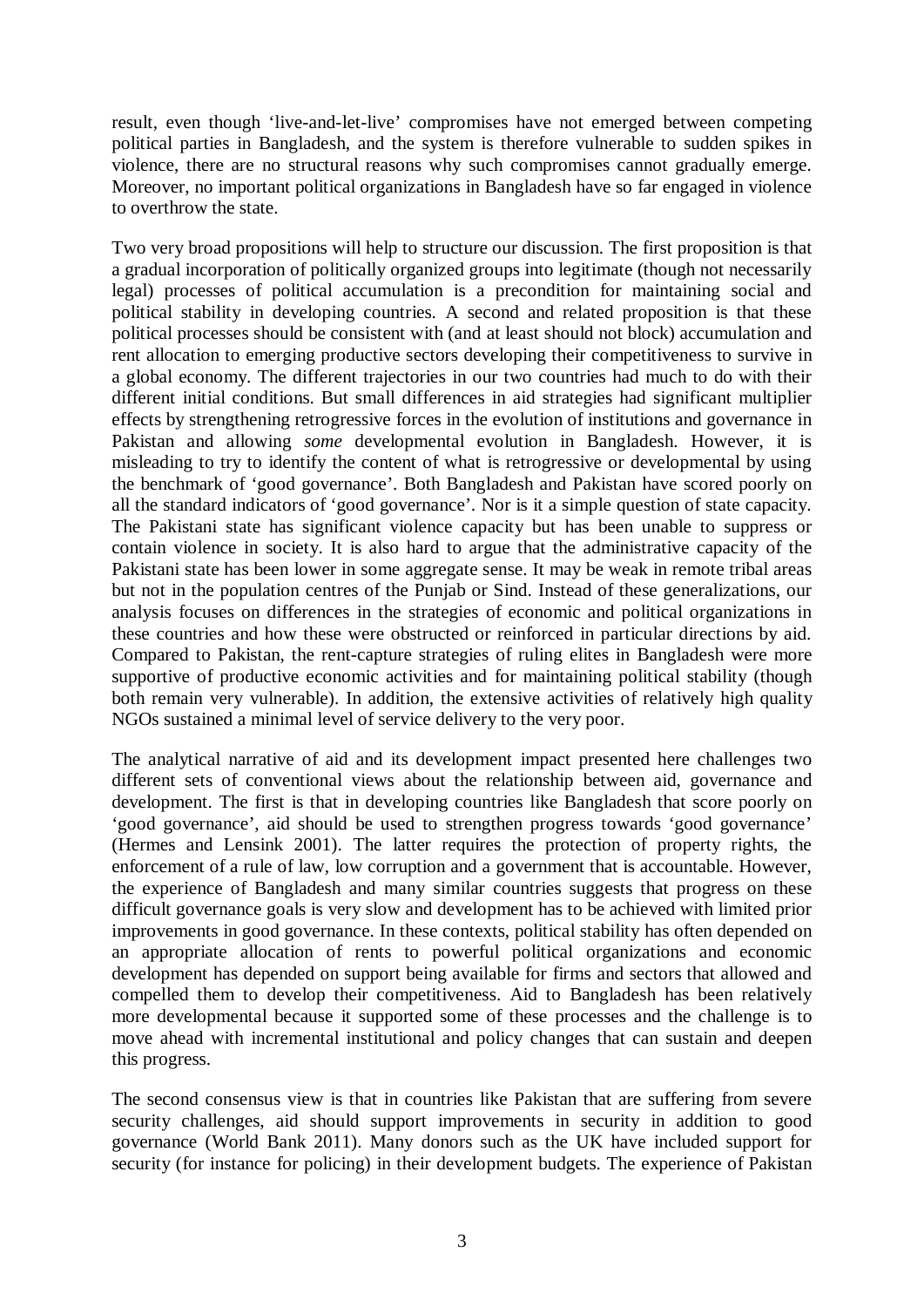result, even though 'live-and-let-live' compromises have not emerged between competing political parties in Bangladesh, and the system is therefore vulnerable to sudden spikes in violence, there are no structural reasons why such compromises cannot gradually emerge. Moreover, no important political organizations in Bangladesh have so far engaged in violence to overthrow the state.

Two very broad propositions will help to structure our discussion. The first proposition is that a gradual incorporation of politically organized groups into legitimate (though not necessarily legal) processes of political accumulation is a precondition for maintaining social and political stability in developing countries. A second and related proposition is that these political processes should be consistent with (and at least should not block) accumulation and rent allocation to emerging productive sectors developing their competitiveness to survive in a global economy. The different trajectories in our two countries had much to do with their different initial conditions. But small differences in aid strategies had significant multiplier effects by strengthening retrogressive forces in the evolution of institutions and governance in Pakistan and allowing *some* developmental evolution in Bangladesh. However, it is misleading to try to identify the content of what is retrogressive or developmental by using the benchmark of 'good governance'. Both Bangladesh and Pakistan have scored poorly on all the standard indicators of 'good governance'. Nor is it a simple question of state capacity. The Pakistani state has significant violence capacity but has been unable to suppress or contain violence in society. It is also hard to argue that the administrative capacity of the Pakistani state has been lower in some aggregate sense. It may be weak in remote tribal areas but not in the population centres of the Punjab or Sind. Instead of these generalizations, our analysis focuses on differences in the strategies of economic and political organizations in these countries and how these were obstructed or reinforced in particular directions by aid. Compared to Pakistan, the rent-capture strategies of ruling elites in Bangladesh were more supportive of productive economic activities and for maintaining political stability (though both remain very vulnerable). In addition, the extensive activities of relatively high quality NGOs sustained a minimal level of service delivery to the very poor.

The analytical narrative of aid and its development impact presented here challenges two different sets of conventional views about the relationship between aid, governance and development. The first is that in developing countries like Bangladesh that score poorly on 'good governance', aid should be used to strengthen progress towards 'good governance' (Hermes and Lensink 2001). The latter requires the protection of property rights, the enforcement of a rule of law, low corruption and a government that is accountable. However, the experience of Bangladesh and many similar countries suggests that progress on these difficult governance goals is very slow and development has to be achieved with limited prior improvements in good governance. In these contexts, political stability has often depended on an appropriate allocation of rents to powerful political organizations and economic development has depended on support being available for firms and sectors that allowed and compelled them to develop their competitiveness. Aid to Bangladesh has been relatively more developmental because it supported some of these processes and the challenge is to move ahead with incremental institutional and policy changes that can sustain and deepen this progress.

The second consensus view is that in countries like Pakistan that are suffering from severe security challenges, aid should support improvements in security in addition to good governance (World Bank 2011). Many donors such as the UK have included support for security (for instance for policing) in their development budgets. The experience of Pakistan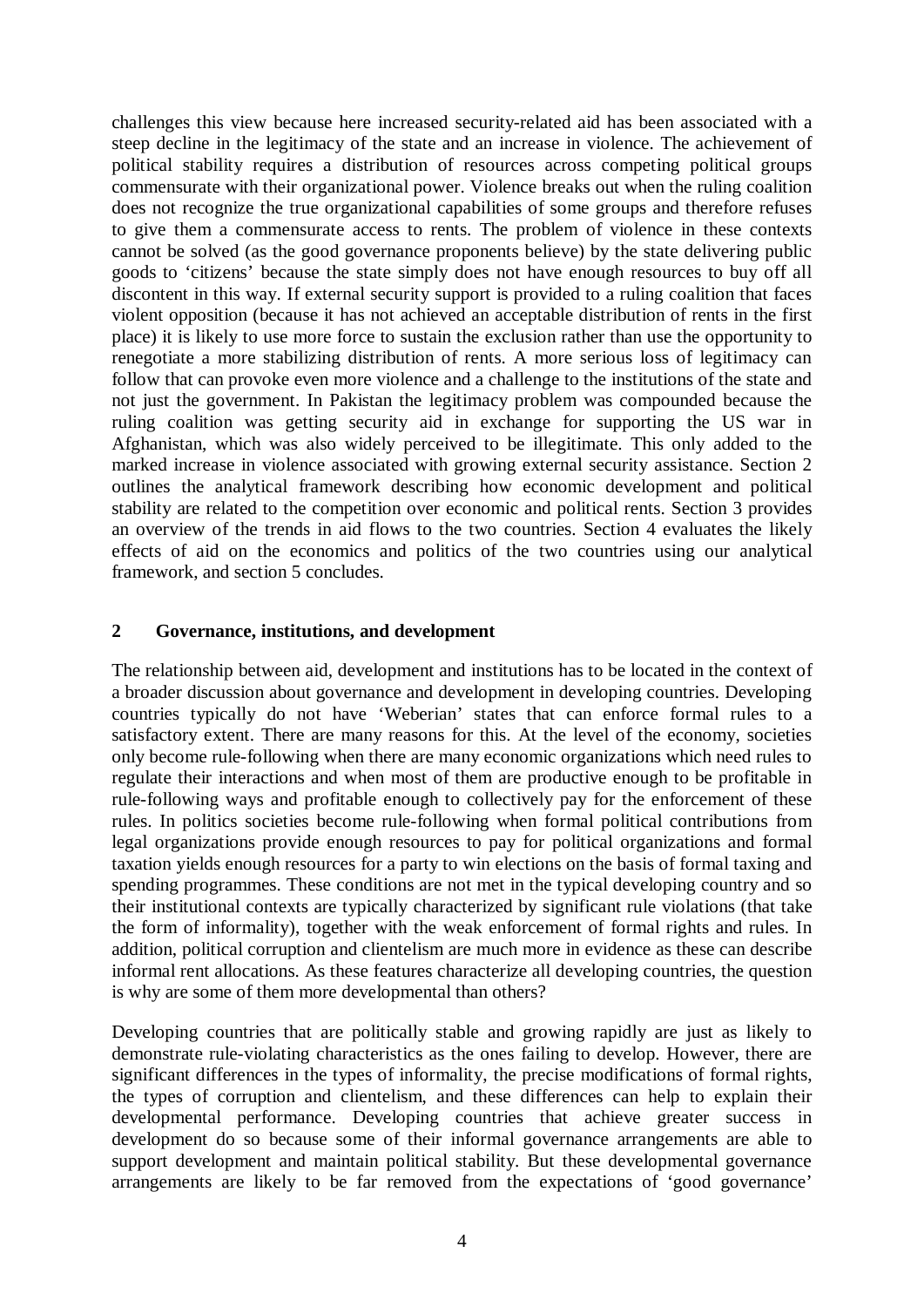challenges this view because here increased security-related aid has been associated with a steep decline in the legitimacy of the state and an increase in violence. The achievement of political stability requires a distribution of resources across competing political groups commensurate with their organizational power. Violence breaks out when the ruling coalition does not recognize the true organizational capabilities of some groups and therefore refuses to give them a commensurate access to rents. The problem of violence in these contexts cannot be solved (as the good governance proponents believe) by the state delivering public goods to 'citizens' because the state simply does not have enough resources to buy off all discontent in this way. If external security support is provided to a ruling coalition that faces violent opposition (because it has not achieved an acceptable distribution of rents in the first place) it is likely to use more force to sustain the exclusion rather than use the opportunity to renegotiate a more stabilizing distribution of rents. A more serious loss of legitimacy can follow that can provoke even more violence and a challenge to the institutions of the state and not just the government. In Pakistan the legitimacy problem was compounded because the ruling coalition was getting security aid in exchange for supporting the US war in Afghanistan, which was also widely perceived to be illegitimate. This only added to the marked increase in violence associated with growing external security assistance. Section 2 outlines the analytical framework describing how economic development and political stability are related to the competition over economic and political rents. Section 3 provides an overview of the trends in aid flows to the two countries. Section 4 evaluates the likely effects of aid on the economics and politics of the two countries using our analytical framework, and section 5 concludes.

## 2 Governance, institutions, and development

The relationship between aid, development and institutions has to be located in the context of a broader discussion about governance and development in developing countries. Developing countries typically do not have 'Weberian' states that can enforce formal rules to a satisfactory extent. There are many reasons for this. At the level of the economy, societies only become rule-following when there are many economic organizations which need rules to regulate their interactions and when most of them are productive enough to be profitable in rule-following ways and profitable enough to collectively pay for the enforcement of these rules. In politics societies become rule-following when formal political contributions from legal organizations provide enough resources to pay for political organizations and formal taxation yields enough resources for a party to win elections on the basis of formal taxing and spending programmes. These conditions are not met in the typical developing country and so their institutional contexts are typically characterized by significant rule violations (that take the form of informality), together with the weak enforcement of formal rights and rules. In addition, political corruption and clientelism are much more in evidence as these can describe informal rent allocations. As these features characterize all developing countries, the question is why are some of them more developmental than others?

Developing countries that are politically stable and growing rapidly are just as likely to demonstrate rule-violating characteristics as the ones failing to develop. However, there are significant differences in the types of informality, the precise modifications of formal rights, the types of corruption and clientelism, and these differences can help to explain their developmental performance. Developing countries that achieve greater success in development do so because some of their informal governance arrangements are able to support development and maintain political stability. But these developmental governance arrangements are likely to be far removed from the expectations of 'good governance'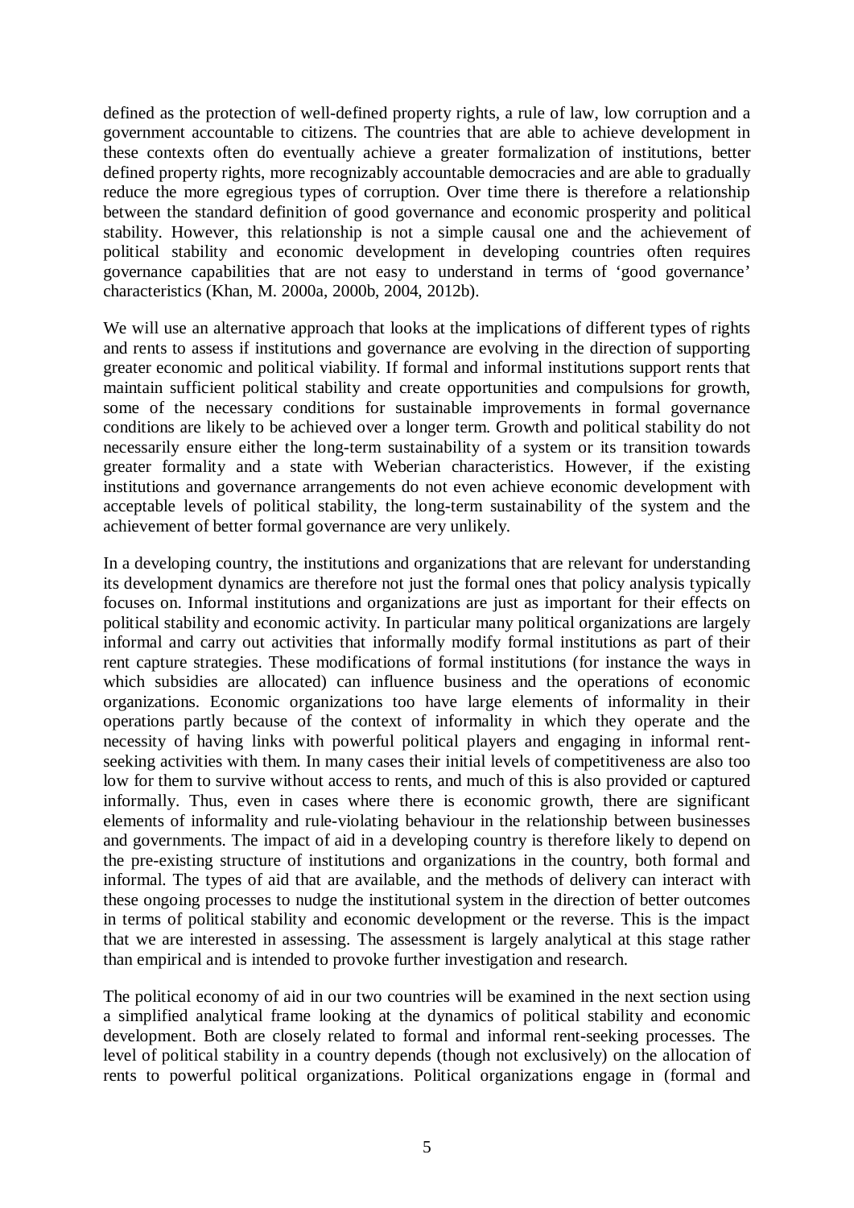defined as the protection of well-defined property rights, a rule of law, low corruption and a government accountable to citizens. The countries that are able to achieve development in these contexts often do eventually achieve a greater formalization of institutions, better defined property rights, more recognizably accountable democracies and are able to gradually reduce the more egregious types of corruption. Over time there is therefore a relationship between the standard definition of good governance and economic prosperity and political stability. However, this relationship is not a simple causal one and the achievement of political stability and economic development in developing countries often requires governance capabilities that are not easy to understand in terms of 'good governance' characteristics (Khan, M. 2000a, 2000b, 2004, 2012b).

We will use an alternative approach that looks at the implications of different types of rights and rents to assess if institutions and governance are evolving in the direction of supporting greater economic and political viability. If formal and informal institutions support rents that maintain sufficient political stability and create opportunities and compulsions for growth, some of the necessary conditions for sustainable improvements in formal governance conditions are likely to be achieved over a longer term. Growth and political stability do not necessarily ensure either the long-term sustainability of a system or its transition towards greater formality and a state with Weberian characteristics. However, if the existing institutions and governance arrangements do not even achieve economic development with acceptable levels of political stability, the long-term sustainability of the system and the achievement of better formal governance are very unlikely.

In a developing country, the institutions and organizations that are relevant for understanding its development dynamics are therefore not just the formal ones that policy analysis typically focuses on. Informal institutions and organizations are just as important for their effects on political stability and economic activity. In particular many political organizations are largely informal and carry out activities that informally modify formal institutions as part of their rent capture strategies. These modifications of formal institutions (for instance the ways in which subsidies are allocated) can influence business and the operations of economic organizations. Economic organizations too have large elements of informality in their operations partly because of the context of informality in which they operate and the necessity of having links with powerful political players and engaging in informal rent-seeking activities with them. In many cases their initial levels of competitiveness are also too low for them to survive without access to rents, and much of this is also provided or captured informally. Thus, even in cases where there is economic growth, there are significant elements of informality and rule-violating behaviour in the relationship between businesses and governments. The impact of aid in a developing country is therefore likely to depend on the pre-existing structure of institutions and organizations in the country, both formal and informal. The types of aid that are available, and the methods of delivery can interact with these ongoing processes to nudge the institutional system in the direction of better outcomes in terms of political stability and economic development or the reverse. This is the impact that we are interested in assessing. The assessment is largely analytical at this stage rather than empirical and is intended to provoke further investigation and research.

The political economy of aid in our two countries will be examined in the next section using a simplified analytical frame looking at the dynamics of political stability and economic development. Both are closely related to formal and informal rent-seeking processes. The level of political stability in a country depends (though not exclusively) on the allocation of rents to powerful political organizations. Political organizations engage in (formal and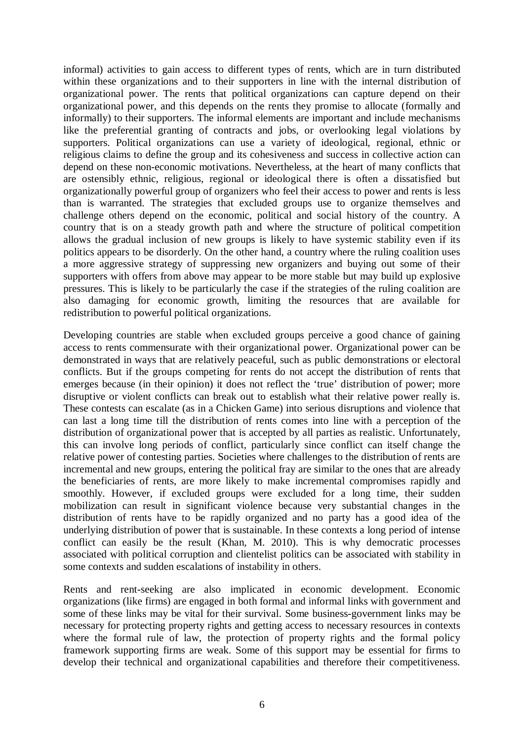informal) activities to gain access to different types of rents, which are in turn distributed within these organizations and to their supporters in line with the internal distribution of organizational power. The rents that political organizations can capture depend on their organizational power, and this depends on the rents they promise to allocate (formally and informally) to their supporters. The informal elements are important and include mechanisms like the preferential granting of contracts and jobs, or overlooking legal violations by supporters. Political organizations can use a variety of ideological, regional, ethnic or religious claims to define the group and its cohesiveness and success in collective action can depend on these non-economic motivations. Nevertheless, at the heart of many conflicts that are ostensibly ethnic, religious, regional or ideological there is often a dissatisfied but organizationally powerful group of organizers who feel their access to power and rents is less than is warranted. The strategies that excluded groups use to organize themselves and challenge others depend on the economic, political and social history of the country. A country that is on a steady growth path and where the structure of political competition allows the gradual inclusion of new groups is likely to have systemic stability even if its politics appears to be disorderly. On the other hand, a country where the ruling coalition uses a more aggressive strategy of suppressing new organizers and buying out some of their supporters with offers from above may appear to be more stable but may build up explosive pressures. This is likely to be particularly the case if the strategies of the ruling coalition are also damaging for economic growth, limiting the resources that are available for redistribution to powerful political organizations.

Developing countries are stable when excluded groups perceive a good chance of gaining access to rents commensurate with their organizational power. Organizational power can be demonstrated in ways that are relatively peaceful, such as public demonstrations or electoral conflicts. But if the groups competing for rents do not accept the distribution of rents that emerges because (in their opinion) it does not reflect the 'true' distribution of power; more disruptive or violent conflicts can break out to establish what their relative power really is. These contests can escalate (as in a Chicken Game) into serious disruptions and violence that can last a long time till the distribution of rents comes into line with a perception of the distribution of organizational power that is accepted by all parties as realistic. Unfortunately, this can involve long periods of conflict, particularly since conflict can itself change the relative power of contesting parties. Societies where challenges to the distribution of rents are incremental and new groups, entering the political fray are similar to the ones that are already the beneficiaries of rents, are more likely to make incremental compromises rapidly and smoothly. However, if excluded groups were excluded for a long time, their sudden mobilization can result in significant violence because very substantial changes in the distribution of rents have to be rapidly organized and no party has a good idea of the underlying distribution of power that is sustainable. In these contexts a long period of intense conflict can easily be the result (Khan, M. 2010). This is why democratic processes associated with political corruption and clientelist politics can be associated with stability in some contexts and sudden escalations of instability in others.

Rents and rent-seeking are also implicated in economic development. Economic organizations (like firms) are engaged in both formal and informal links with government and some of these links may be vital for their survival. Some business-government links may be necessary for protecting property rights and getting access to necessary resources in contexts where the formal rule of law, the protection of property rights and the formal policy framework supporting firms are weak. Some of this support may be essential for firms to develop their technical and organizational capabilities and therefore their competitiveness.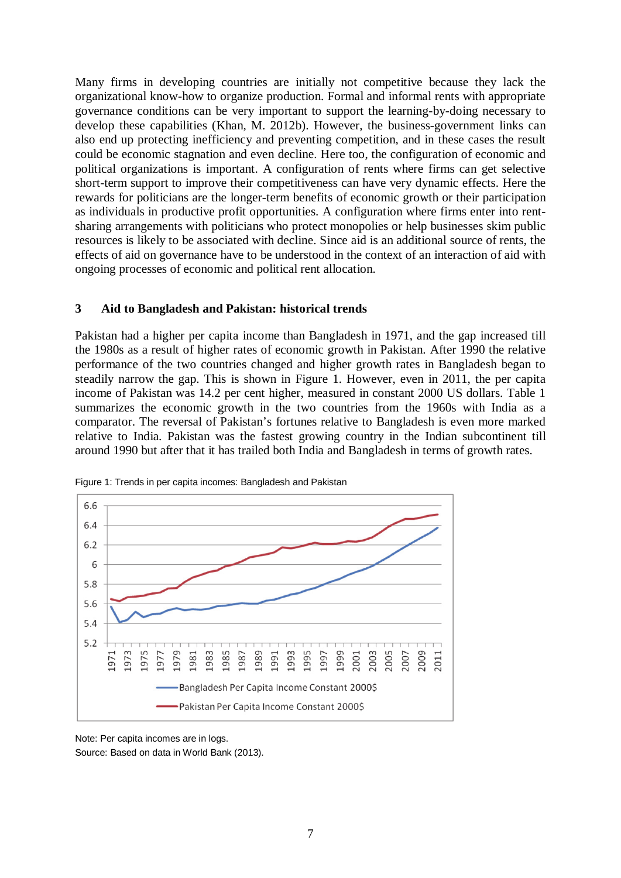Many firms in developing countries are initially not competitive because they lack the organizational know-how to organize production. Formal and informal rents with appropriate governance conditions can be very important to support the learning-by-doing necessary to develop these capabilities (Khan, M. 2012b). However, the business-government links can also end up protecting inefficiency and preventing competition, and in these cases the result could be economic stagnation and even decline. Here too, the configuration of economic and political organizations is important. A configuration of rents where firms can get selective short-term support to improve their competitiveness can have very dynamic effects. Here the rewards for politicians are the longer-term benefits of economic growth or their participation as individuals in productive profit opportunities. A configuration where firms enter into rent-sharing arrangements with politicians who protect monopolies or help businesses skim public resources is likely to be associated with decline. Since aid is an additional source of rents, the effects of aid on governance have to be understood in the context of an interaction of aid with ongoing processes of economic and political rent allocation.

## 3 Aid to Bangladesh and Pakistan: historical trends

Pakistan had a higher per capita income than Bangladesh in 1971, and the gap increased till the 1980s as a result of higher rates of economic growth in Pakistan. After 1990 the relative performance of the two countries changed and higher growth rates in Bangladesh began to steadily narrow the gap. This is shown in Figure 1. However, even in 2011, the per capita income of Pakistan was 14.2 per cent higher, measured in constant 2000 US dollars. Table 1 summarizes the economic growth in the two countries from the 1960s with India as a comparator. The reversal of Pakistan's fortunes relative to Bangladesh is even more marked relative to India. Pakistan was the fastest growing country in the Indian subcontinent till around 1990 but after that it has trailed both India and Bangladesh in terms of growth rates.

Figure 1: Trends in per capita incomes: Bangladesh and Pakistan

Note: Per capita incomes are in logs.
Source: Based on data in World Bank (2013).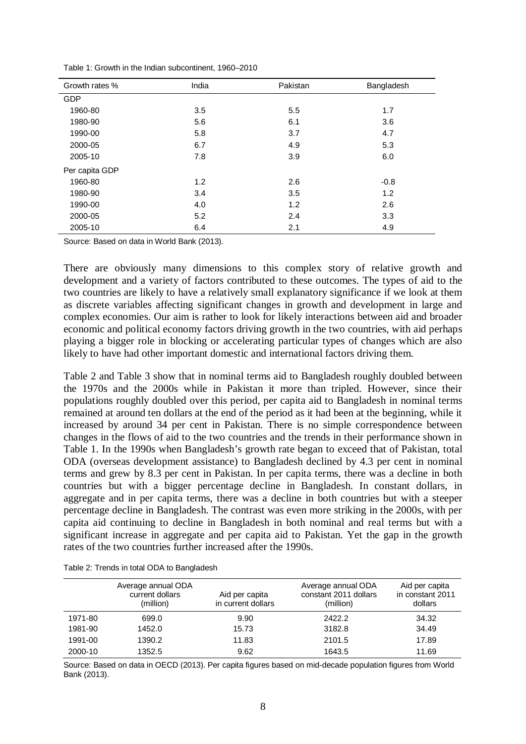Table 1: Growth in the Indian subcontinent, 1960–2010

| Growth rates % | India | Pakistan | Bangladesh |
|---|---|---|---|
| GDP | | | |
| 1960-80 | 3.5 | 5.5 | 1.7 |
| 1980-90 | 5.6 | 6.1 | 3.6 |
| 1990-00 | 5.8 | 3.7 | 4.7 |
| 2000-05 | 6.7 | 4.9 | 5.3 |
| 2005-10 | 7.8 | 3.9 | 6.0 |
| Per capita GDP | | | |
| 1960-80 | 1.2 | 2.6 | -0.8 |
| 1980-90 | 3.4 | 3.5 | 1.2 |
| 1990-00 | 4.0 | 1.2 | 2.6 |
| 2000-05 | 5.2 | 2.4 | 3.3 |
| 2005-10 | 6.4 | 2.1 | 4.9 |

Source: Based on data in World Bank (2013).

There are obviously many dimensions to this complex story of relative growth and development and a variety of factors contributed to these outcomes. The types of aid to the two countries are likely to have a relatively small explanatory significance if we look at them as discrete variables affecting significant changes in growth and development in large and complex economies. Our aim is rather to look for likely interactions between aid and broader economic and political economy factors driving growth in the two countries, with aid perhaps playing a bigger role in blocking or accelerating particular types of changes which are also likely to have had other important domestic and international factors driving them.

Table 2 and Table 3 show that in nominal terms aid to Bangladesh roughly doubled between the 1970s and the 2000s while in Pakistan it more than tripled. However, since their populations roughly doubled over this period, per capita aid to Bangladesh in nominal terms remained at around ten dollars at the end of the period as it had been at the beginning, while it increased by around 34 per cent in Pakistan. There is no simple correspondence between changes in the flows of aid to the two countries and the trends in their performance shown in Table 1. In the 1990s when Bangladesh's growth rate began to exceed that of Pakistan, total ODA (overseas development assistance) to Bangladesh declined by 4.3 per cent in nominal terms and grew by 8.3 per cent in Pakistan. In per capita terms, there was a decline in both countries but with a bigger percentage decline in Bangladesh. In constant dollars, in aggregate and in per capita terms, there was a decline in both countries but with a steeper percentage decline in Bangladesh. The contrast was even more striking in the 2000s, with per capita aid continuing to decline in Bangladesh in both nominal and real terms but with a significant increase in aggregate and per capita aid to Pakistan. Yet the gap in the growth rates of the two countries further increased after the 1990s.

Table 2: Trends in total ODA to Bangladesh

| | Average annual ODA current dollars (million) | Aid per capita in current dollars | Average annual ODA constant 2011 dollars (million) | Aid per capita in constant 2011 dollars |
|---|---|---|---|---|
| 1971-80 | 699.0 | 9.90 | 2422.2 | 34.32 |
| 1981-90 | 1452.0 | 15.73 | 3182.8 | 34.49 |
| 1991-00 | 1390.2 | 11.83 | 2101.5 | 17.89 |
| 2000-10 | 1352.5 | 9.62 | 1643.5 | 11.69 |

Source: Based on data in OECD (2013). Per capita figures based on mid-decade population figures from World Bank (2013).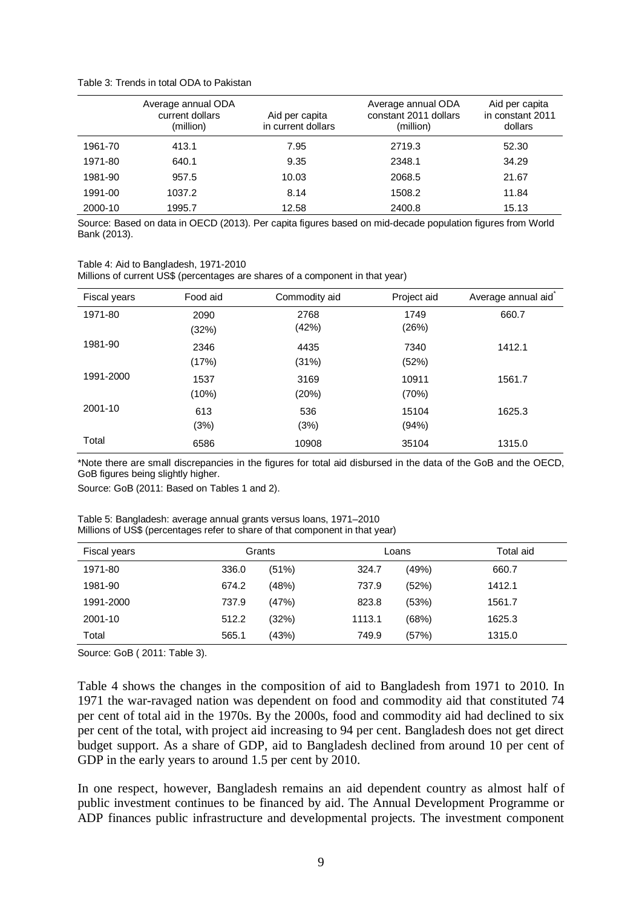Table 3: Trends in total ODA to Pakistan

| | Average annual ODA current dollars (million) | Aid per capita in current dollars | Average annual ODA constant 2011 dollars (million) | Aid per capita in constant 2011 dollars |
|---|---|---|---|---|
| 1961-70 | 413.1 | 7.95 | 2719.3 | 52.30 |
| 1971-80 | 640.1 | 9.35 | 2348.1 | 34.29 |
| 1981-90 | 957.5 | 10.03 | 2068.5 | 21.67 |
| 1991-00 | 1037.2 | 8.14 | 1508.2 | 11.84 |
| 2000-10 | 1995.7 | 12.58 | 2400.8 | 15.13 |

Source: Based on data in OECD (2013). Per capita figures based on mid-decade population figures from World Bank (2013).

Table 4: Aid to Bangladesh, 1971-2010
Millions of current US$ (percentages are shares of a component in that year)

| Fiscal years | Food aid | Commodity aid | Project aid | Average annual aid* |
|---|---|---|---|---|
| 1971-80 | 2090 (32%) | 2768 (42%) | 1749 (26%) | 660.7 |
| 1981-90 | 2346 (17%) | 4435 (31%) | 7340 (52%) | 1412.1 |
| 1991-2000 | 1537 (10%) | 3169 (20%) | 10911 (70%) | 1561.7 |
| 2001-10 | 613 (3%) | 536 (3%) | 15104 (94%) | 1625.3 |
| Total | 6586 | 10908 | 35104 | 1315.0 |

*Note there are small discrepancies in the figures for total aid disbursed in the data of the GoB and the OECD, GoB figures being slightly higher.

Source: GoB (2011: Based on Tables 1 and 2).

Table 5: Bangladesh: average annual grants versus loans, 1971–2010
Millions of US$ (percentages refer to share of that component in that year)

| Fiscal years | Grants | | Loans | | Total aid |
|---|---|---|---|---|---|
| 1971-80 | 336.0 | (51%) | 324.7 | (49%) | 660.7 |
| 1981-90 | 674.2 | (48%) | 737.9 | (52%) | 1412.1 |
| 1991-2000 | 737.9 | (47%) | 823.8 | (53%) | 1561.7 |
| 2001-10 | 512.2 | (32%) | 1113.1 | (68%) | 1625.3 |
| Total | 565.1 | (43%) | 749.9 | (57%) | 1315.0 |

Source: GoB ( 2011: Table 3).

Table 4 shows the changes in the composition of aid to Bangladesh from 1971 to 2010. In 1971 the war-ravaged nation was dependent on food and commodity aid that constituted 74 per cent of total aid in the 1970s. By the 2000s, food and commodity aid had declined to six per cent of the total, with project aid increasing to 94 per cent. Bangladesh does not get direct budget support. As a share of GDP, aid to Bangladesh declined from around 10 per cent of GDP in the early years to around 1.5 per cent by 2010.

In one respect, however, Bangladesh remains an aid dependent country as almost half of public investment continues to be financed by aid. The Annual Development Programme or ADP finances public infrastructure and developmental projects. The investment component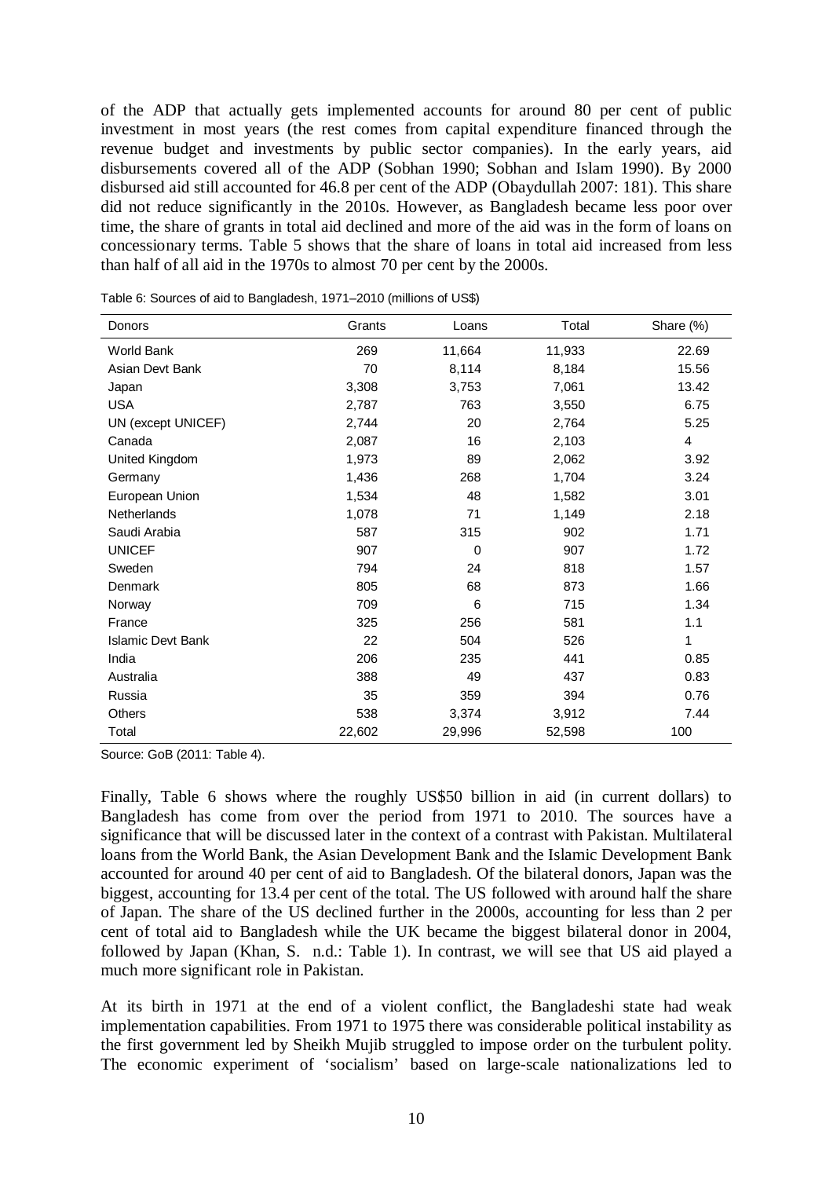of the ADP that actually gets implemented accounts for around 80 per cent of public investment in most years (the rest comes from capital expenditure financed through the revenue budget and investments by public sector companies). In the early years, aid disbursements covered all of the ADP (Sobhan 1990; Sobhan and Islam 1990). By 2000 disbursed aid still accounted for 46.8 per cent of the ADP (Obaydullah 2007: 181). This share did not reduce significantly in the 2010s. However, as Bangladesh became less poor over time, the share of grants in total aid declined and more of the aid was in the form of loans on concessionary terms. Table 5 shows that the share of loans in total aid increased from less than half of all aid in the 1970s to almost 70 per cent by the 2000s.

Table 6: Sources of aid to Bangladesh, 1971–2010 (millions of US$)

| Donors | Grants | Loans | Total | Share (%) |
|---|---|---|---|---|
| World Bank | 269 | 11,664 | 11,933 | 22.69 |
| Asian Devt Bank | 70 | 8,114 | 8,184 | 15.56 |
| Japan | 3,308 | 3,753 | 7,061 | 13.42 |
| USA | 2,787 | 763 | 3,550 | 6.75 |
| UN (except UNICEF) | 2,744 | 20 | 2,764 | 5.25 |
| Canada | 2,087 | 16 | 2,103 | 4 |
| United Kingdom | 1,973 | 89 | 2,062 | 3.92 |
| Germany | 1,436 | 268 | 1,704 | 3.24 |
| European Union | 1,534 | 48 | 1,582 | 3.01 |
| Netherlands | 1,078 | 71 | 1,149 | 2.18 |
| Saudi Arabia | 587 | 315 | 902 | 1.71 |
| UNICEF | 907 | 0 | 907 | 1.72 |
| Sweden | 794 | 24 | 818 | 1.57 |
| Denmark | 805 | 68 | 873 | 1.66 |
| Norway | 709 | 6 | 715 | 1.34 |
| France | 325 | 256 | 581 | 1.1 |
| Islamic Devt Bank | 22 | 504 | 526 | 1 |
| India | 206 | 235 | 441 | 0.85 |
| Australia | 388 | 49 | 437 | 0.83 |
| Russia | 35 | 359 | 394 | 0.76 |
| Others | 538 | 3,374 | 3,912 | 7.44 |
| Total | 22,602 | 29,996 | 52,598 | 100 |

Source: GoB (2011: Table 4).

Finally, Table 6 shows where the roughly US$50 billion in aid (in current dollars) to Bangladesh has come from over the period from 1971 to 2010. The sources have a significance that will be discussed later in the context of a contrast with Pakistan. Multilateral loans from the World Bank, the Asian Development Bank and the Islamic Development Bank accounted for around 40 per cent of aid to Bangladesh. Of the bilateral donors, Japan was the biggest, accounting for 13.4 per cent of the total. The US followed with around half the share of Japan. The share of the US declined further in the 2000s, accounting for less than 2 per cent of total aid to Bangladesh while the UK became the biggest bilateral donor in 2004, followed by Japan (Khan, S. n.d.: Table 1). In contrast, we will see that US aid played a much more significant role in Pakistan.

At its birth in 1971 at the end of a violent conflict, the Bangladeshi state had weak implementation capabilities. From 1971 to 1975 there was considerable political instability as the first government led by Sheikh Mujib struggled to impose order on the turbulent polity. The economic experiment of 'socialism' based on large-scale nationalizations led to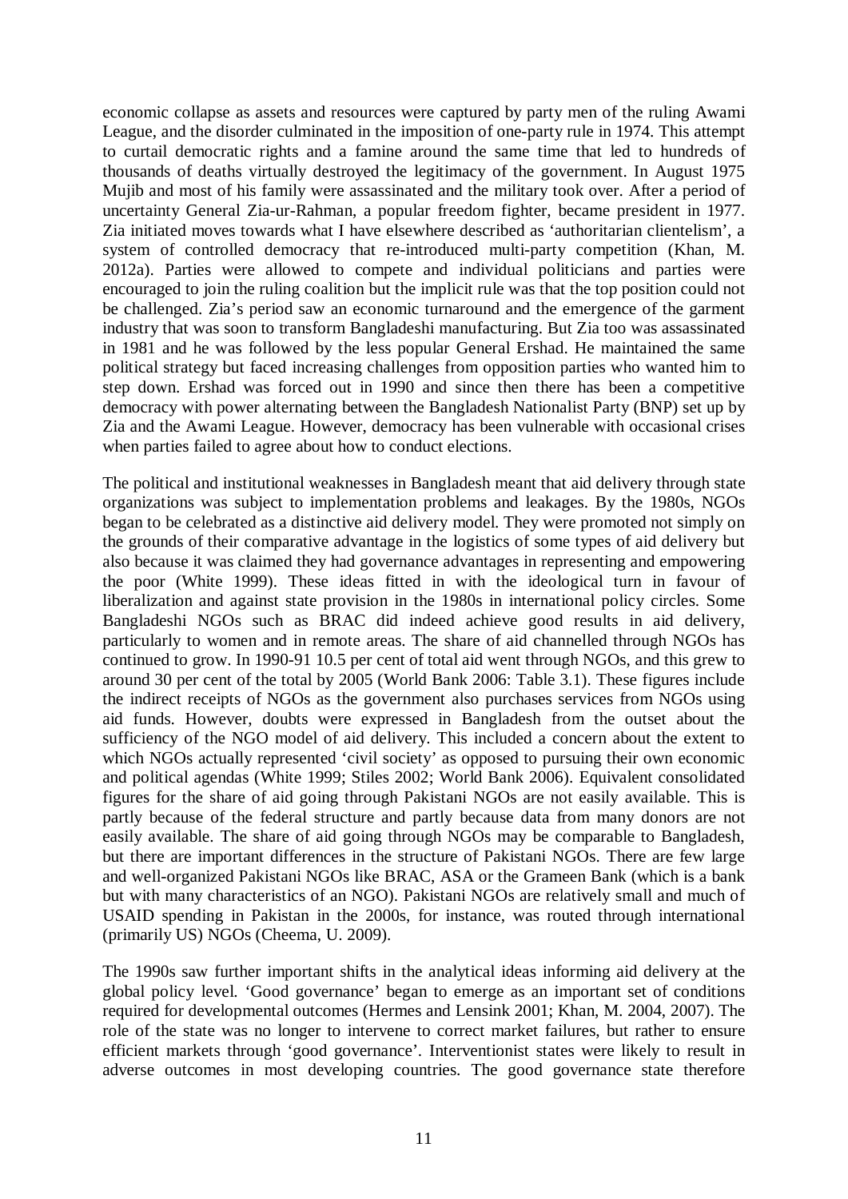economic collapse as assets and resources were captured by party men of the ruling Awami League, and the disorder culminated in the imposition of one-party rule in 1974. This attempt to curtail democratic rights and a famine around the same time that led to hundreds of thousands of deaths virtually destroyed the legitimacy of the government. In August 1975 Mujib and most of his family were assassinated and the military took over. After a period of uncertainty General Zia-ur-Rahman, a popular freedom fighter, became president in 1977. Zia initiated moves towards what I have elsewhere described as 'authoritarian clientelism', a system of controlled democracy that re-introduced multi-party competition (Khan, M. 2012a). Parties were allowed to compete and individual politicians and parties were encouraged to join the ruling coalition but the implicit rule was that the top position could not be challenged. Zia's period saw an economic turnaround and the emergence of the garment industry that was soon to transform Bangladeshi manufacturing. But Zia too was assassinated in 1981 and he was followed by the less popular General Ershad. He maintained the same political strategy but faced increasing challenges from opposition parties who wanted him to step down. Ershad was forced out in 1990 and since then there has been a competitive democracy with power alternating between the Bangladesh Nationalist Party (BNP) set up by Zia and the Awami League. However, democracy has been vulnerable with occasional crises when parties failed to agree about how to conduct elections.

The political and institutional weaknesses in Bangladesh meant that aid delivery through state organizations was subject to implementation problems and leakages. By the 1980s, NGOs began to be celebrated as a distinctive aid delivery model. They were promoted not simply on the grounds of their comparative advantage in the logistics of some types of aid delivery but also because it was claimed they had governance advantages in representing and empowering the poor (White 1999). These ideas fitted in with the ideological turn in favour of liberalization and against state provision in the 1980s in international policy circles. Some Bangladeshi NGOs such as BRAC did indeed achieve good results in aid delivery, particularly to women and in remote areas. The share of aid channelled through NGOs has continued to grow. In 1990-91 10.5 per cent of total aid went through NGOs, and this grew to around 30 per cent of the total by 2005 (World Bank 2006: Table 3.1). These figures include the indirect receipts of NGOs as the government also purchases services from NGOs using aid funds. However, doubts were expressed in Bangladesh from the outset about the sufficiency of the NGO model of aid delivery. This included a concern about the extent to which NGOs actually represented 'civil society' as opposed to pursuing their own economic and political agendas (White 1999; Stiles 2002; World Bank 2006). Equivalent consolidated figures for the share of aid going through Pakistani NGOs are not easily available. This is partly because of the federal structure and partly because data from many donors are not easily available. The share of aid going through NGOs may be comparable to Bangladesh, but there are important differences in the structure of Pakistani NGOs. There are few large and well-organized Pakistani NGOs like BRAC, ASA or the Grameen Bank (which is a bank but with many characteristics of an NGO). Pakistani NGOs are relatively small and much of USAID spending in Pakistan in the 2000s, for instance, was routed through international (primarily US) NGOs (Cheema, U. 2009).

The 1990s saw further important shifts in the analytical ideas informing aid delivery at the global policy level. 'Good governance' began to emerge as an important set of conditions required for developmental outcomes (Hermes and Lensink 2001; Khan, M. 2004, 2007). The role of the state was no longer to intervene to correct market failures, but rather to ensure efficient markets through 'good governance'. Interventionist states were likely to result in adverse outcomes in most developing countries. The good governance state therefore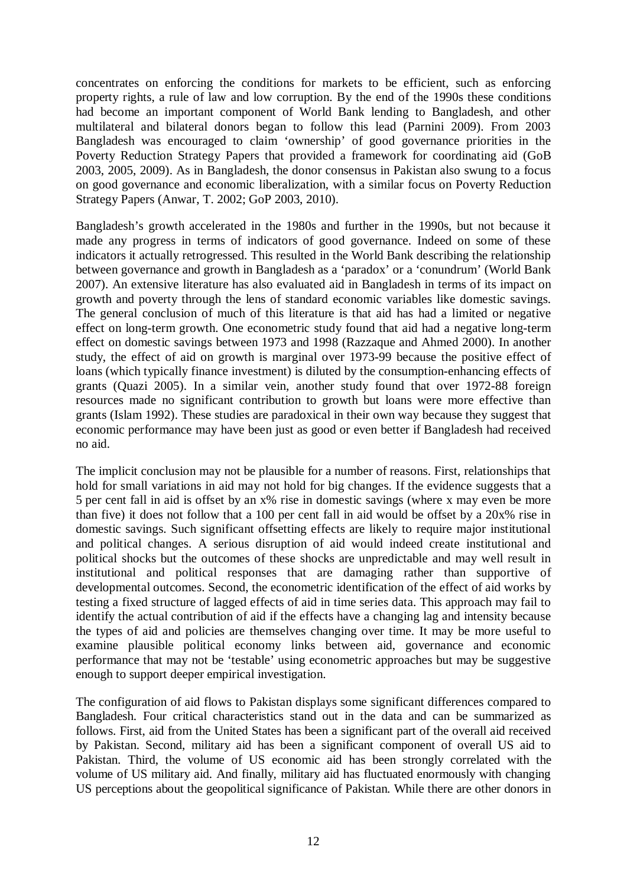concentrates on enforcing the conditions for markets to be efficient, such as enforcing property rights, a rule of law and low corruption. By the end of the 1990s these conditions had become an important component of World Bank lending to Bangladesh, and other multilateral and bilateral donors began to follow this lead (Parnini 2009). From 2003 Bangladesh was encouraged to claim 'ownership' of good governance priorities in the Poverty Reduction Strategy Papers that provided a framework for coordinating aid (GoB 2003, 2005, 2009). As in Bangladesh, the donor consensus in Pakistan also swung to a focus on good governance and economic liberalization, with a similar focus on Poverty Reduction Strategy Papers (Anwar, T. 2002; GoP 2003, 2010).

Bangladesh's growth accelerated in the 1980s and further in the 1990s, but not because it made any progress in terms of indicators of good governance. Indeed on some of these indicators it actually retrogressed. This resulted in the World Bank describing the relationship between governance and growth in Bangladesh as a 'paradox' or a 'conundrum' (World Bank 2007). An extensive literature has also evaluated aid in Bangladesh in terms of its impact on growth and poverty through the lens of standard economic variables like domestic savings. The general conclusion of much of this literature is that aid has had a limited or negative effect on long-term growth. One econometric study found that aid had a negative long-term effect on domestic savings between 1973 and 1998 (Razzaque and Ahmed 2000). In another study, the effect of aid on growth is marginal over 1973-99 because the positive effect of loans (which typically finance investment) is diluted by the consumption-enhancing effects of grants (Quazi 2005). In a similar vein, another study found that over 1972-88 foreign resources made no significant contribution to growth but loans were more effective than grants (Islam 1992). These studies are paradoxical in their own way because they suggest that economic performance may have been just as good or even better if Bangladesh had received no aid.

The implicit conclusion may not be plausible for a number of reasons. First, relationships that hold for small variations in aid may not hold for big changes. If the evidence suggests that a 5 per cent fall in aid is offset by an x% rise in domestic savings (where x may even be more than five) it does not follow that a 100 per cent fall in aid would be offset by a 20x% rise in domestic savings. Such significant offsetting effects are likely to require major institutional and political changes. A serious disruption of aid would indeed create institutional and political shocks but the outcomes of these shocks are unpredictable and may well result in institutional and political responses that are damaging rather than supportive of developmental outcomes. Second, the econometric identification of the effect of aid works by testing a fixed structure of lagged effects of aid in time series data. This approach may fail to identify the actual contribution of aid if the effects have a changing lag and intensity because the types of aid and policies are themselves changing over time. It may be more useful to examine plausible political economy links between aid, governance and economic performance that may not be 'testable' using econometric approaches but may be suggestive enough to support deeper empirical investigation.

The configuration of aid flows to Pakistan displays some significant differences compared to Bangladesh. Four critical characteristics stand out in the data and can be summarized as follows. First, aid from the United States has been a significant part of the overall aid received by Pakistan. Second, military aid has been a significant component of overall US aid to Pakistan. Third, the volume of US economic aid has been strongly correlated with the volume of US military aid. And finally, military aid has fluctuated enormously with changing US perceptions about the geopolitical significance of Pakistan. While there are other donors in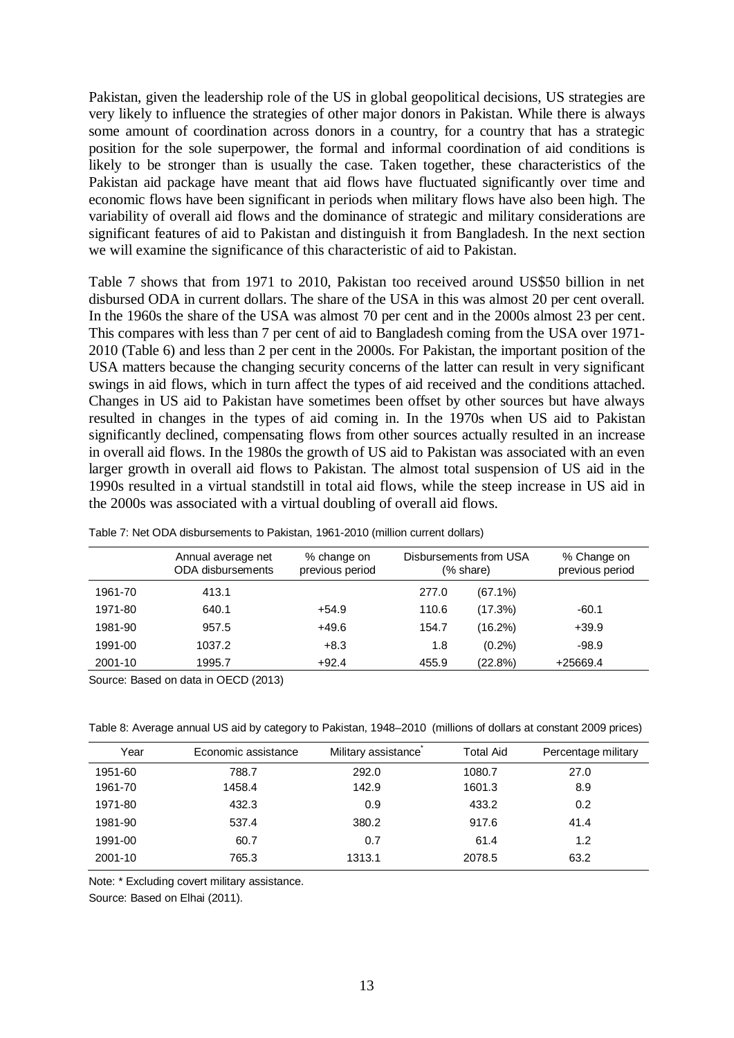Pakistan, given the leadership role of the US in global geopolitical decisions, US strategies are very likely to influence the strategies of other major donors in Pakistan. While there is always some amount of coordination across donors in a country, for a country that has a strategic position for the sole superpower, the formal and informal coordination of aid conditions is likely to be stronger than is usually the case. Taken together, these characteristics of the Pakistan aid package have meant that aid flows have fluctuated significantly over time and economic flows have been significant in periods when military flows have also been high. The variability of overall aid flows and the dominance of strategic and military considerations are significant features of aid to Pakistan and distinguish it from Bangladesh. In the next section we will examine the significance of this characteristic of aid to Pakistan.

Table 7 shows that from 1971 to 2010, Pakistan too received around US$50 billion in net disbursed ODA in current dollars. The share of the USA in this was almost 20 per cent overall. In the 1960s the share of the USA was almost 70 per cent and in the 2000s almost 23 per cent. This compares with less than 7 per cent of aid to Bangladesh coming from the USA over 1971-2010 (Table 6) and less than 2 per cent in the 2000s. For Pakistan, the important position of the USA matters because the changing security concerns of the latter can result in very significant swings in aid flows, which in turn affect the types of aid received and the conditions attached. Changes in US aid to Pakistan have sometimes been offset by other sources but have always resulted in changes in the types of aid coming in. In the 1970s when US aid to Pakistan significantly declined, compensating flows from other sources actually resulted in an increase in overall aid flows. In the 1980s the growth of US aid to Pakistan was associated with an even larger growth in overall aid flows to Pakistan. The almost total suspension of US aid in the 1990s resulted in a virtual standstill in total aid flows, while the steep increase in US aid in the 2000s was associated with a virtual doubling of overall aid flows.

Table 7: Net ODA disbursements to Pakistan, 1961-2010 (million current dollars)

| | Annual average net ODA disbursements | % change on previous period | Disbursements from USA (% share) | | % Change on previous period |
|---|---|---|---|---|---|
| 1961-70 | 413.1 | | 277.0 | (67.1%) | |
| 1971-80 | 640.1 | +54.9 | 110.6 | (17.3%) | -60.1 |
| 1981-90 | 957.5 | +49.6 | 154.7 | (16.2%) | +39.9 |
| 1991-00 | 1037.2 | +8.3 | 1.8 | (0.2%) | -98.9 |
| 2001-10 | 1995.7 | +92.4 | 455.9 | (22.8%) | +25669.4 |

Source: Based on data in OECD (2013)

Table 8: Average annual US aid by category to Pakistan, 1948–2010 (millions of dollars at constant 2009 prices)

| Year | Economic assistance | Military assistance* | Total Aid | Percentage military |
|---|---|---|---|---|
| 1951-60 | 788.7 | 292.0 | 1080.7 | 27.0 |
| 1961-70 | 1458.4 | 142.9 | 1601.3 | 8.9 |
| 1971-80 | 432.3 | 0.9 | 433.2 | 0.2 |
| 1981-90 | 537.4 | 380.2 | 917.6 | 41.4 |
| 1991-00 | 60.7 | 0.7 | 61.4 | 1.2 |
| 2001-10 | 765.3 | 1313.1 | 2078.5 | 63.2 |

Note: * Excluding covert military assistance.

Source: Based on Elhai (2011).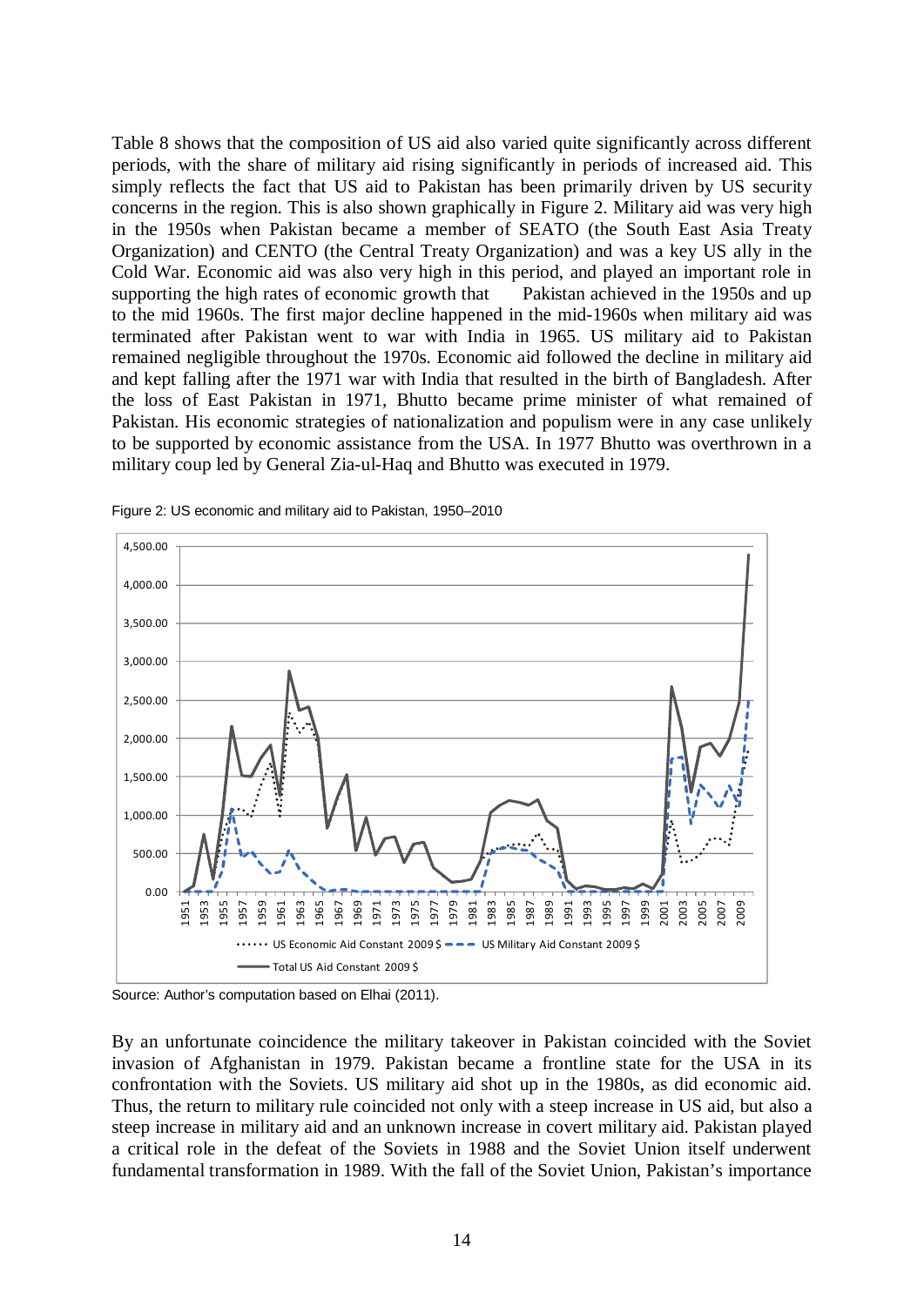Table 8 shows that the composition of US aid also varied quite significantly across different periods, with the share of military aid rising significantly in periods of increased aid. This simply reflects the fact that US aid to Pakistan has been primarily driven by US security concerns in the region. This is also shown graphically in Figure 2. Military aid was very high in the 1950s when Pakistan became a member of SEATO (the South East Asia Treaty Organization) and CENTO (the Central Treaty Organization) and was a key US ally in the Cold War. Economic aid was also very high in this period, and played an important role in supporting the high rates of economic growth that Pakistan achieved in the 1950s and up to the mid 1960s. The first major decline happened in the mid-1960s when military aid was terminated after Pakistan went to war with India in 1965. US military aid to Pakistan remained negligible throughout the 1970s. Economic aid followed the decline in military aid and kept falling after the 1971 war with India that resulted in the birth of Bangladesh. After the loss of East Pakistan in 1971, Bhutto became prime minister of what remained of Pakistan. His economic strategies of nationalization and populism were in any case unlikely to be supported by economic assistance from the USA. In 1977 Bhutto was overthrown in a military coup led by General Zia-ul-Haq and Bhutto was executed in 1979.

Figure 2: US economic and military aid to Pakistan, 1950–2010

Source: Author's computation based on Elhai (2011).

By an unfortunate coincidence the military takeover in Pakistan coincided with the Soviet invasion of Afghanistan in 1979. Pakistan became a frontline state for the USA in its confrontation with the Soviets. US military aid shot up in the 1980s, as did economic aid. Thus, the return to military rule coincided not only with a steep increase in US aid, but also a steep increase in military aid and an unknown increase in covert military aid. Pakistan played a critical role in the defeat of the Soviets in 1988 and the Soviet Union itself underwent fundamental transformation in 1989. With the fall of the Soviet Union, Pakistan's importance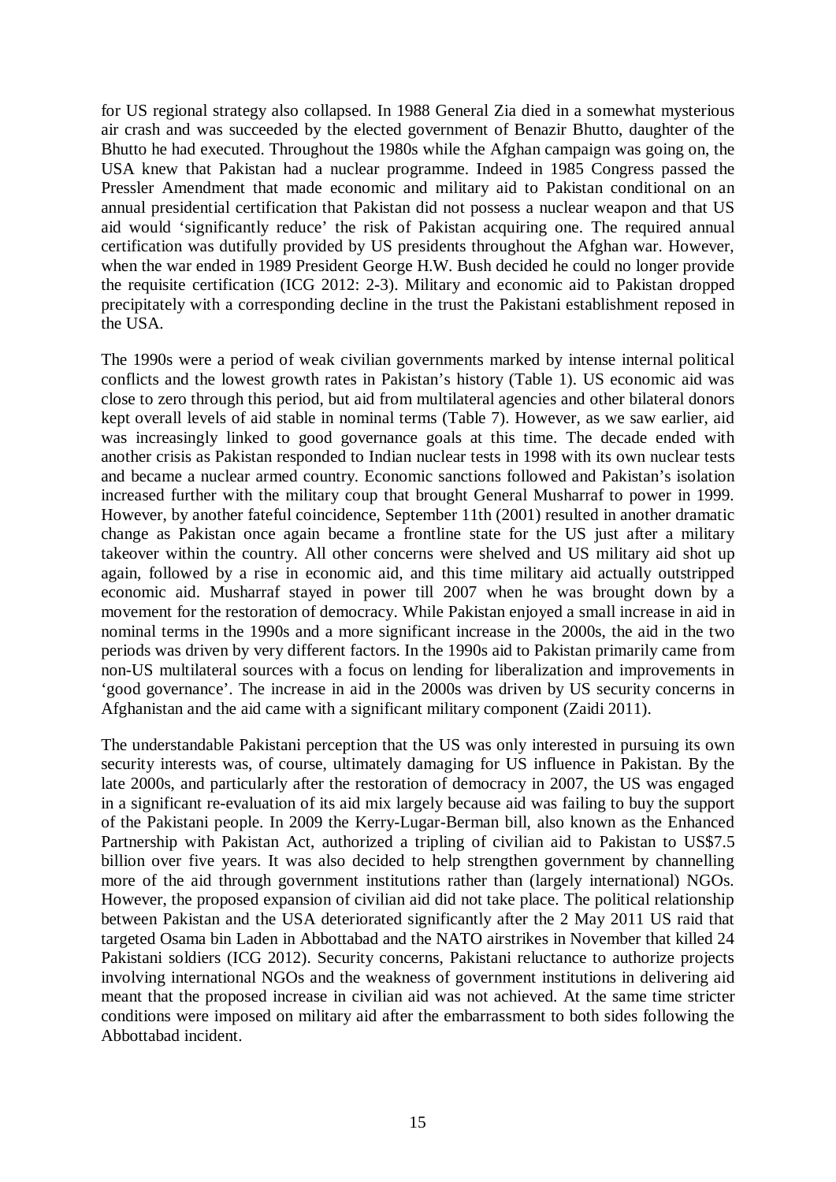for US regional strategy also collapsed. In 1988 General Zia died in a somewhat mysterious air crash and was succeeded by the elected government of Benazir Bhutto, daughter of the Bhutto he had executed. Throughout the 1980s while the Afghan campaign was going on, the USA knew that Pakistan had a nuclear programme. Indeed in 1985 Congress passed the Pressler Amendment that made economic and military aid to Pakistan conditional on an annual presidential certification that Pakistan did not possess a nuclear weapon and that US aid would 'significantly reduce' the risk of Pakistan acquiring one. The required annual certification was dutifully provided by US presidents throughout the Afghan war. However, when the war ended in 1989 President George H.W. Bush decided he could no longer provide the requisite certification (ICG 2012: 2-3). Military and economic aid to Pakistan dropped precipitately with a corresponding decline in the trust the Pakistani establishment reposed in the USA.

The 1990s were a period of weak civilian governments marked by intense internal political conflicts and the lowest growth rates in Pakistan's history (Table 1). US economic aid was close to zero through this period, but aid from multilateral agencies and other bilateral donors kept overall levels of aid stable in nominal terms (Table 7). However, as we saw earlier, aid was increasingly linked to good governance goals at this time. The decade ended with another crisis as Pakistan responded to Indian nuclear tests in 1998 with its own nuclear tests and became a nuclear armed country. Economic sanctions followed and Pakistan's isolation increased further with the military coup that brought General Musharraf to power in 1999. However, by another fateful coincidence, September 11th (2001) resulted in another dramatic change as Pakistan once again became a frontline state for the US just after a military takeover within the country. All other concerns were shelved and US military aid shot up again, followed by a rise in economic aid, and this time military aid actually outstripped economic aid. Musharraf stayed in power till 2007 when he was brought down by a movement for the restoration of democracy. While Pakistan enjoyed a small increase in aid in nominal terms in the 1990s and a more significant increase in the 2000s, the aid in the two periods was driven by very different factors. In the 1990s aid to Pakistan primarily came from non-US multilateral sources with a focus on lending for liberalization and improvements in 'good governance'. The increase in aid in the 2000s was driven by US security concerns in Afghanistan and the aid came with a significant military component (Zaidi 2011).

The understandable Pakistani perception that the US was only interested in pursuing its own security interests was, of course, ultimately damaging for US influence in Pakistan. By the late 2000s, and particularly after the restoration of democracy in 2007, the US was engaged in a significant re-evaluation of its aid mix largely because aid was failing to buy the support of the Pakistani people. In 2009 the Kerry-Lugar-Berman bill, also known as the Enhanced Partnership with Pakistan Act, authorized a tripling of civilian aid to Pakistan to US$7.5 billion over five years. It was also decided to help strengthen government by channelling more of the aid through government institutions rather than (largely international) NGOs. However, the proposed expansion of civilian aid did not take place. The political relationship between Pakistan and the USA deteriorated significantly after the 2 May 2011 US raid that targeted Osama bin Laden in Abbottabad and the NATO airstrikes in November that killed 24 Pakistani soldiers (ICG 2012). Security concerns, Pakistani reluctance to authorize projects involving international NGOs and the weakness of government institutions in delivering aid meant that the proposed increase in civilian aid was not achieved. At the same time stricter conditions were imposed on military aid after the embarrassment to both sides following the Abbottabad incident.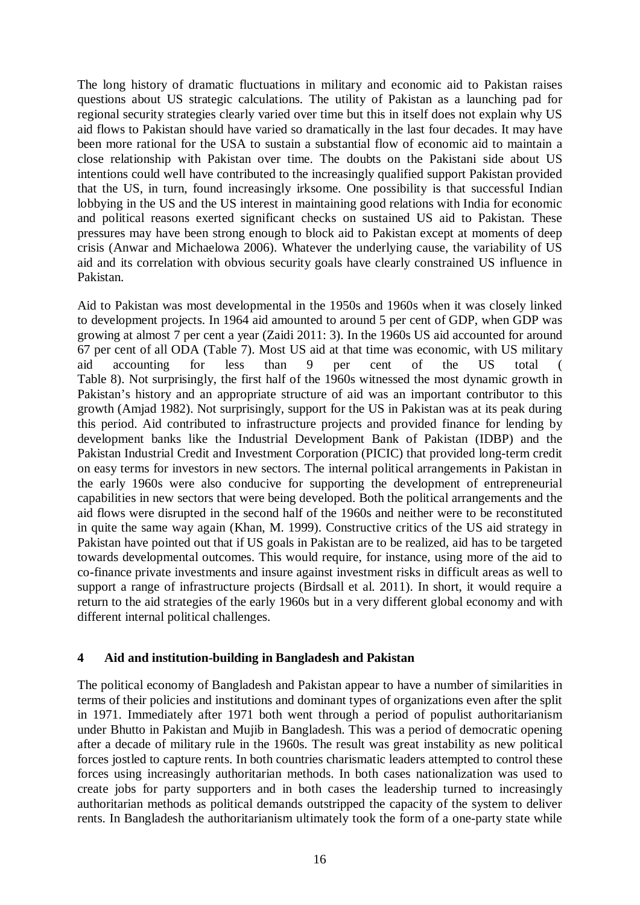The long history of dramatic fluctuations in military and economic aid to Pakistan raises questions about US strategic calculations. The utility of Pakistan as a launching pad for regional security strategies clearly varied over time but this in itself does not explain why US aid flows to Pakistan should have varied so dramatically in the last four decades. It may have been more rational for the USA to sustain a substantial flow of economic aid to maintain a close relationship with Pakistan over time. The doubts on the Pakistani side about US intentions could well have contributed to the increasingly qualified support Pakistan provided that the US, in turn, found increasingly irksome. One possibility is that successful Indian lobbying in the US and the US interest in maintaining good relations with India for economic and political reasons exerted significant checks on sustained US aid to Pakistan. These pressures may have been strong enough to block aid to Pakistan except at moments of deep crisis (Anwar and Michaelowa 2006). Whatever the underlying cause, the variability of US aid and its correlation with obvious security goals have clearly constrained US influence in Pakistan.

Aid to Pakistan was most developmental in the 1950s and 1960s when it was closely linked to development projects. In 1964 aid amounted to around 5 per cent of GDP, when GDP was growing at almost 7 per cent a year (Zaidi 2011: 3). In the 1960s US aid accounted for around 67 per cent of all ODA (Table 7). Most US aid at that time was economic, with US military aid accounting for less than 9 per cent of the US total (Table 8). Not surprisingly, the first half of the 1960s witnessed the most dynamic growth in Pakistan's history and an appropriate structure of aid was an important contributor to this growth (Amjad 1982). Not surprisingly, support for the US in Pakistan was at its peak during this period. Aid contributed to infrastructure projects and provided finance for lending by development banks like the Industrial Development Bank of Pakistan (IDBP) and the Pakistan Industrial Credit and Investment Corporation (PICIC) that provided long-term credit on easy terms for investors in new sectors. The internal political arrangements in Pakistan in the early 1960s were also conducive for supporting the development of entrepreneurial capabilities in new sectors that were being developed. Both the political arrangements and the aid flows were disrupted in the second half of the 1960s and neither were to be reconstituted in quite the same way again (Khan, M. 1999). Constructive critics of the US aid strategy in Pakistan have pointed out that if US goals in Pakistan are to be realized, aid has to be targeted towards developmental outcomes. This would require, for instance, using more of the aid to co-finance private investments and insure against investment risks in difficult areas as well to support a range of infrastructure projects (Birdsall et al. 2011). In short, it would require a return to the aid strategies of the early 1960s but in a very different global economy and with different internal political challenges.

## 4 Aid and institution-building in Bangladesh and Pakistan

The political economy of Bangladesh and Pakistan appear to have a number of similarities in terms of their policies and institutions and dominant types of organizations even after the split in 1971. Immediately after 1971 both went through a period of populist authoritarianism under Bhutto in Pakistan and Mujib in Bangladesh. This was a period of democratic opening after a decade of military rule in the 1960s. The result was great instability as new political forces jostled to capture rents. In both countries charismatic leaders attempted to control these forces using increasingly authoritarian methods. In both cases nationalization was used to create jobs for party supporters and in both cases the leadership turned to increasingly authoritarian methods as political demands outstripped the capacity of the system to deliver rents. In Bangladesh the authoritarianism ultimately took the form of a one-party state while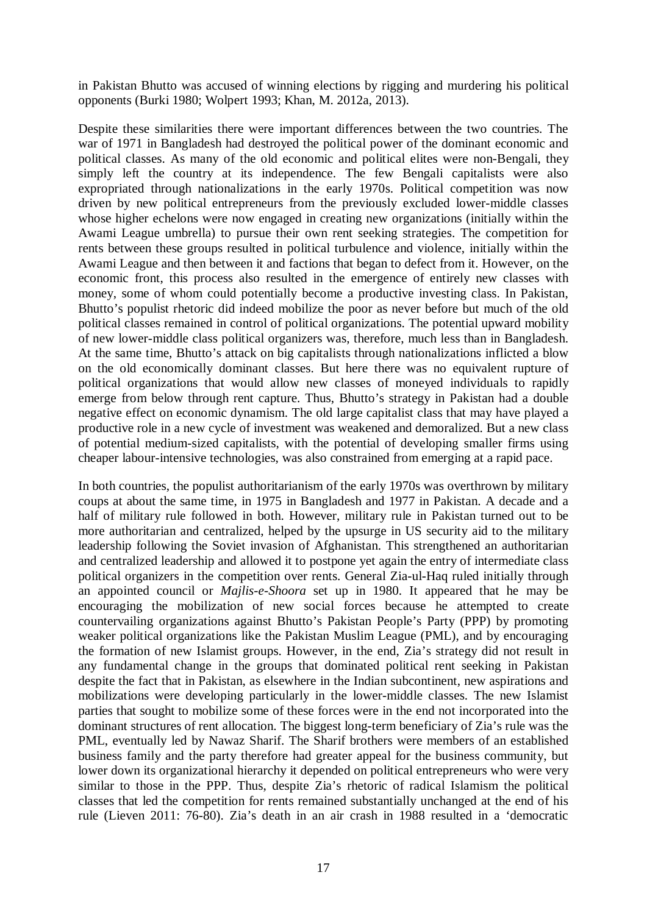in Pakistan Bhutto was accused of winning elections by rigging and murdering his political opponents (Burki 1980; Wolpert 1993; Khan, M. 2012a, 2013).

Despite these similarities there were important differences between the two countries. The war of 1971 in Bangladesh had destroyed the political power of the dominant economic and political classes. As many of the old economic and political elites were non-Bengali, they simply left the country at its independence. The few Bengali capitalists were also expropriated through nationalizations in the early 1970s. Political competition was now driven by new political entrepreneurs from the previously excluded lower-middle classes whose higher echelons were now engaged in creating new organizations (initially within the Awami League umbrella) to pursue their own rent seeking strategies. The competition for rents between these groups resulted in political turbulence and violence, initially within the Awami League and then between it and factions that began to defect from it. However, on the economic front, this process also resulted in the emergence of entirely new classes with money, some of whom could potentially become a productive investing class. In Pakistan, Bhutto's populist rhetoric did indeed mobilize the poor as never before but much of the old political classes remained in control of political organizations. The potential upward mobility of new lower-middle class political organizers was, therefore, much less than in Bangladesh. At the same time, Bhutto's attack on big capitalists through nationalizations inflicted a blow on the old economically dominant classes. But here there was no equivalent rupture of political organizations that would allow new classes of moneyed individuals to rapidly emerge from below through rent capture. Thus, Bhutto's strategy in Pakistan had a double negative effect on economic dynamism. The old large capitalist class that may have played a productive role in a new cycle of investment was weakened and demoralized. But a new class of potential medium-sized capitalists, with the potential of developing smaller firms using cheaper labour-intensive technologies, was also constrained from emerging at a rapid pace.

In both countries, the populist authoritarianism of the early 1970s was overthrown by military coups at about the same time, in 1975 in Bangladesh and 1977 in Pakistan. A decade and a half of military rule followed in both. However, military rule in Pakistan turned out to be more authoritarian and centralized, helped by the upsurge in US security aid to the military leadership following the Soviet invasion of Afghanistan. This strengthened an authoritarian and centralized leadership and allowed it to postpone yet again the entry of intermediate class political organizers in the competition over rents. General Zia-ul-Haq ruled initially through an appointed council or *Majlis-e-Shoora* set up in 1980. It appeared that he may be encouraging the mobilization of new social forces because he attempted to create countervailing organizations against Bhutto's Pakistan People's Party (PPP) by promoting weaker political organizations like the Pakistan Muslim League (PML), and by encouraging the formation of new Islamist groups. However, in the end, Zia's strategy did not result in any fundamental change in the groups that dominated political rent seeking in Pakistan despite the fact that in Pakistan, as elsewhere in the Indian subcontinent, new aspirations and mobilizations were developing particularly in the lower-middle classes. The new Islamist parties that sought to mobilize some of these forces were in the end not incorporated into the dominant structures of rent allocation. The biggest long-term beneficiary of Zia's rule was the PML, eventually led by Nawaz Sharif. The Sharif brothers were members of an established business family and the party therefore had greater appeal for the business community, but lower down its organizational hierarchy it depended on political entrepreneurs who were very similar to those in the PPP. Thus, despite Zia's rhetoric of radical Islamism the political classes that led the competition for rents remained substantially unchanged at the end of his rule (Lieven 2011: 76-80). Zia's death in an air crash in 1988 resulted in a 'democratic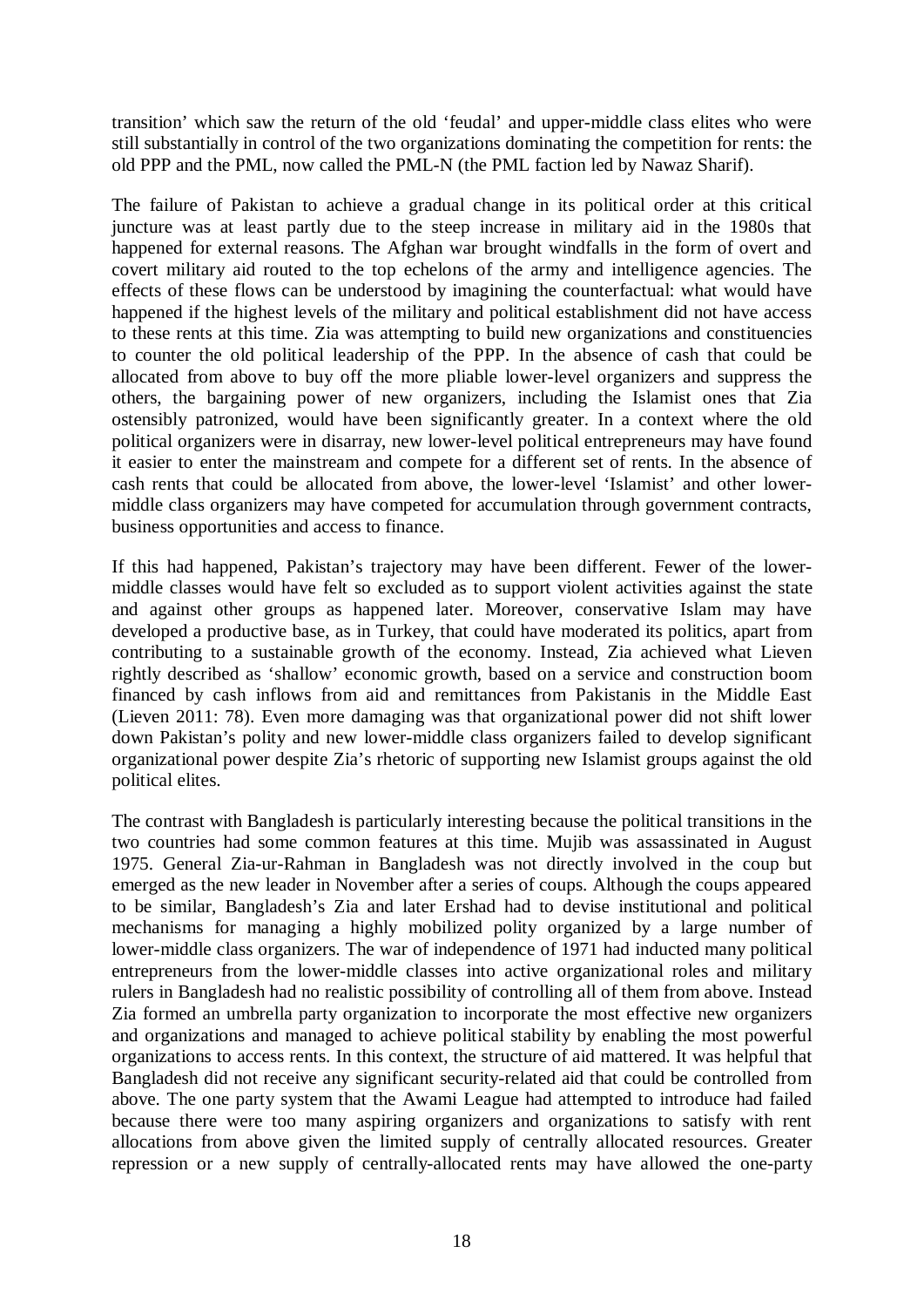transition' which saw the return of the old 'feudal' and upper-middle class elites who were still substantially in control of the two organizations dominating the competition for rents: the old PPP and the PML, now called the PML-N (the PML faction led by Nawaz Sharif).

The failure of Pakistan to achieve a gradual change in its political order at this critical juncture was at least partly due to the steep increase in military aid in the 1980s that happened for external reasons. The Afghan war brought windfalls in the form of overt and covert military aid routed to the top echelons of the army and intelligence agencies. The effects of these flows can be understood by imagining the counterfactual: what would have happened if the highest levels of the military and political establishment did not have access to these rents at this time. Zia was attempting to build new organizations and constituencies to counter the old political leadership of the PPP. In the absence of cash that could be allocated from above to buy off the more pliable lower-level organizers and suppress the others, the bargaining power of new organizers, including the Islamist ones that Zia ostensibly patronized, would have been significantly greater. In a context where the old political organizers were in disarray, new lower-level political entrepreneurs may have found it easier to enter the mainstream and compete for a different set of rents. In the absence of cash rents that could be allocated from above, the lower-level 'Islamist' and other lower-middle class organizers may have competed for accumulation through government contracts, business opportunities and access to finance.

If this had happened, Pakistan's trajectory may have been different. Fewer of the lower-middle classes would have felt so excluded as to support violent activities against the state and against other groups as happened later. Moreover, conservative Islam may have developed a productive base, as in Turkey, that could have moderated its politics, apart from contributing to a sustainable growth of the economy. Instead, Zia achieved what Lieven rightly described as 'shallow' economic growth, based on a service and construction boom financed by cash inflows from aid and remittances from Pakistanis in the Middle East (Lieven 2011: 78). Even more damaging was that organizational power did not shift lower down Pakistan's polity and new lower-middle class organizers failed to develop significant organizational power despite Zia's rhetoric of supporting new Islamist groups against the old political elites.

The contrast with Bangladesh is particularly interesting because the political transitions in the two countries had some common features at this time. Mujib was assassinated in August 1975. General Zia-ur-Rahman in Bangladesh was not directly involved in the coup but emerged as the new leader in November after a series of coups. Although the coups appeared to be similar, Bangladesh's Zia and later Ershad had to devise institutional and political mechanisms for managing a highly mobilized polity organized by a large number of lower-middle class organizers. The war of independence of 1971 had inducted many political entrepreneurs from the lower-middle classes into active organizational roles and military rulers in Bangladesh had no realistic possibility of controlling all of them from above. Instead Zia formed an umbrella party organization to incorporate the most effective new organizers and organizations and managed to achieve political stability by enabling the most powerful organizations to access rents. In this context, the structure of aid mattered. It was helpful that Bangladesh did not receive any significant security-related aid that could be controlled from above. The one party system that the Awami League had attempted to introduce had failed because there were too many aspiring organizers and organizations to satisfy with rent allocations from above given the limited supply of centrally allocated resources. Greater repression or a new supply of centrally-allocated rents may have allowed the one-party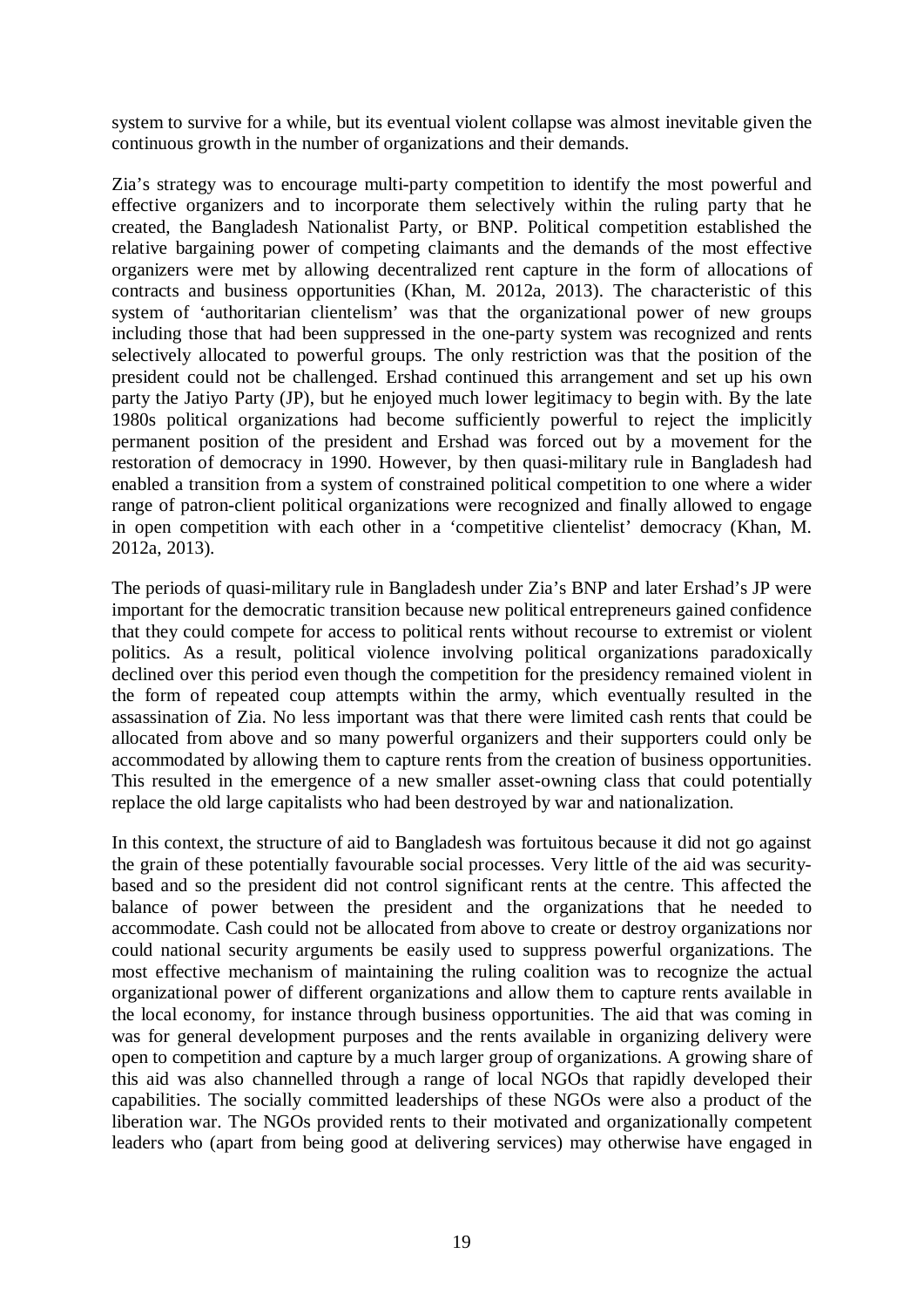system to survive for a while, but its eventual violent collapse was almost inevitable given the continuous growth in the number of organizations and their demands.

Zia's strategy was to encourage multi-party competition to identify the most powerful and effective organizers and to incorporate them selectively within the ruling party that he created, the Bangladesh Nationalist Party, or BNP. Political competition established the relative bargaining power of competing claimants and the demands of the most effective organizers were met by allowing decentralized rent capture in the form of allocations of contracts and business opportunities (Khan, M. 2012a, 2013). The characteristic of this system of 'authoritarian clientelism' was that the organizational power of new groups including those that had been suppressed in the one-party system was recognized and rents selectively allocated to powerful groups. The only restriction was that the position of the president could not be challenged. Ershad continued this arrangement and set up his own party the Jatiyo Party (JP), but he enjoyed much lower legitimacy to begin with. By the late 1980s political organizations had become sufficiently powerful to reject the implicitly permanent position of the president and Ershad was forced out by a movement for the restoration of democracy in 1990. However, by then quasi-military rule in Bangladesh had enabled a transition from a system of constrained political competition to one where a wider range of patron-client political organizations were recognized and finally allowed to engage in open competition with each other in a 'competitive clientelist' democracy (Khan, M. 2012a, 2013).

The periods of quasi-military rule in Bangladesh under Zia's BNP and later Ershad's JP were important for the democratic transition because new political entrepreneurs gained confidence that they could compete for access to political rents without recourse to extremist or violent politics. As a result, political violence involving political organizations paradoxically declined over this period even though the competition for the presidency remained violent in the form of repeated coup attempts within the army, which eventually resulted in the assassination of Zia. No less important was that there were limited cash rents that could be allocated from above and so many powerful organizers and their supporters could only be accommodated by allowing them to capture rents from the creation of business opportunities. This resulted in the emergence of a new smaller asset-owning class that could potentially replace the old large capitalists who had been destroyed by war and nationalization.

In this context, the structure of aid to Bangladesh was fortuitous because it did not go against the grain of these potentially favourable social processes. Very little of the aid was security-based and so the president did not control significant rents at the centre. This affected the balance of power between the president and the organizations that he needed to accommodate. Cash could not be allocated from above to create or destroy organizations nor could national security arguments be easily used to suppress powerful organizations. The most effective mechanism of maintaining the ruling coalition was to recognize the actual organizational power of different organizations and allow them to capture rents available in the local economy, for instance through business opportunities. The aid that was coming in was for general development purposes and the rents available in organizing delivery were open to competition and capture by a much larger group of organizations. A growing share of this aid was also channelled through a range of local NGOs that rapidly developed their capabilities. The socially committed leaderships of these NGOs were also a product of the liberation war. The NGOs provided rents to their motivated and organizationally competent leaders who (apart from being good at delivering services) may otherwise have engaged in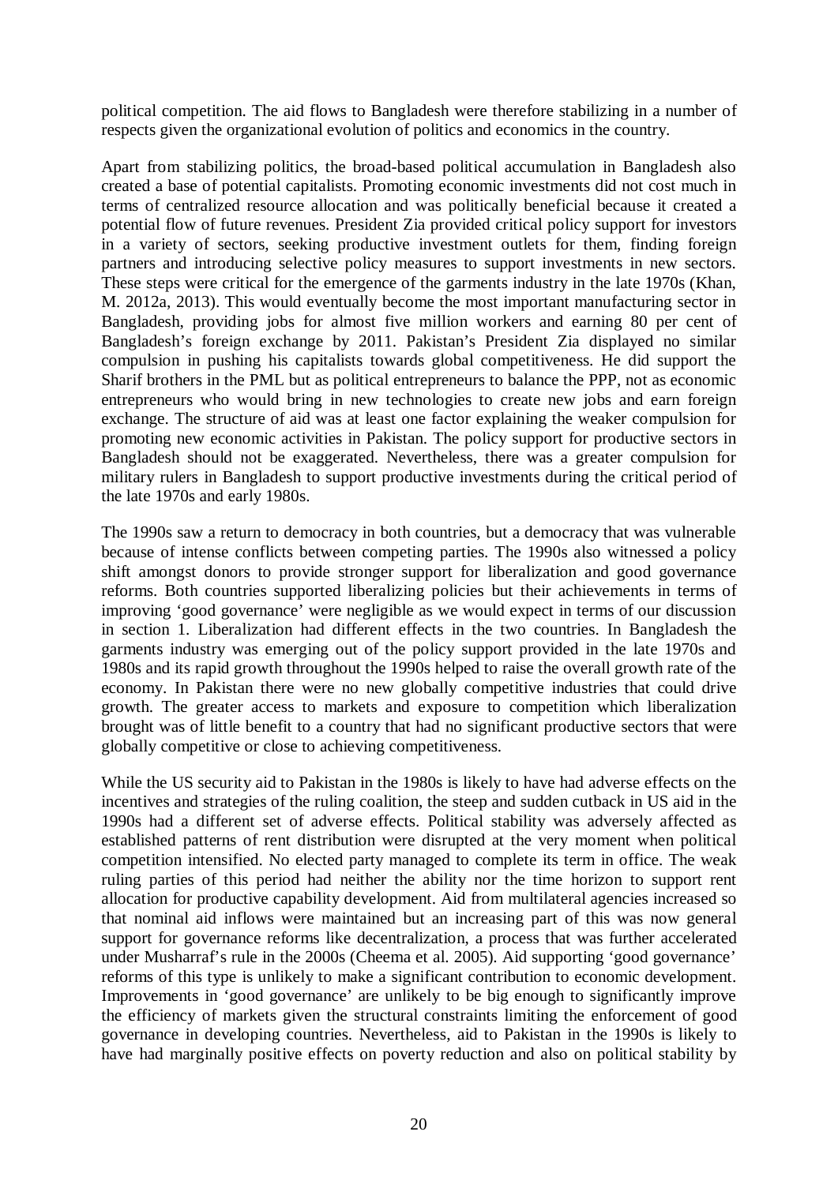political competition. The aid flows to Bangladesh were therefore stabilizing in a number of respects given the organizational evolution of politics and economics in the country.

Apart from stabilizing politics, the broad-based political accumulation in Bangladesh also created a base of potential capitalists. Promoting economic investments did not cost much in terms of centralized resource allocation and was politically beneficial because it created a potential flow of future revenues. President Zia provided critical policy support for investors in a variety of sectors, seeking productive investment outlets for them, finding foreign partners and introducing selective policy measures to support investments in new sectors. These steps were critical for the emergence of the garments industry in the late 1970s (Khan, M. 2012a, 2013). This would eventually become the most important manufacturing sector in Bangladesh, providing jobs for almost five million workers and earning 80 per cent of Bangladesh's foreign exchange by 2011. Pakistan's President Zia displayed no similar compulsion in pushing his capitalists towards global competitiveness. He did support the Sharif brothers in the PML but as political entrepreneurs to balance the PPP, not as economic entrepreneurs who would bring in new technologies to create new jobs and earn foreign exchange. The structure of aid was at least one factor explaining the weaker compulsion for promoting new economic activities in Pakistan. The policy support for productive sectors in Bangladesh should not be exaggerated. Nevertheless, there was a greater compulsion for military rulers in Bangladesh to support productive investments during the critical period of the late 1970s and early 1980s.

The 1990s saw a return to democracy in both countries, but a democracy that was vulnerable because of intense conflicts between competing parties. The 1990s also witnessed a policy shift amongst donors to provide stronger support for liberalization and good governance reforms. Both countries supported liberalizing policies but their achievements in terms of improving 'good governance' were negligible as we would expect in terms of our discussion in section 1. Liberalization had different effects in the two countries. In Bangladesh the garments industry was emerging out of the policy support provided in the late 1970s and 1980s and its rapid growth throughout the 1990s helped to raise the overall growth rate of the economy. In Pakistan there were no new globally competitive industries that could drive growth. The greater access to markets and exposure to competition which liberalization brought was of little benefit to a country that had no significant productive sectors that were globally competitive or close to achieving competitiveness.

While the US security aid to Pakistan in the 1980s is likely to have had adverse effects on the incentives and strategies of the ruling coalition, the steep and sudden cutback in US aid in the 1990s had a different set of adverse effects. Political stability was adversely affected as established patterns of rent distribution were disrupted at the very moment when political competition intensified. No elected party managed to complete its term in office. The weak ruling parties of this period had neither the ability nor the time horizon to support rent allocation for productive capability development. Aid from multilateral agencies increased so that nominal aid inflows were maintained but an increasing part of this was now general support for governance reforms like decentralization, a process that was further accelerated under Musharraf's rule in the 2000s (Cheema et al. 2005). Aid supporting 'good governance' reforms of this type is unlikely to make a significant contribution to economic development. Improvements in 'good governance' are unlikely to be big enough to significantly improve the efficiency of markets given the structural constraints limiting the enforcement of good governance in developing countries. Nevertheless, aid to Pakistan in the 1990s is likely to have had marginally positive effects on poverty reduction and also on political stability by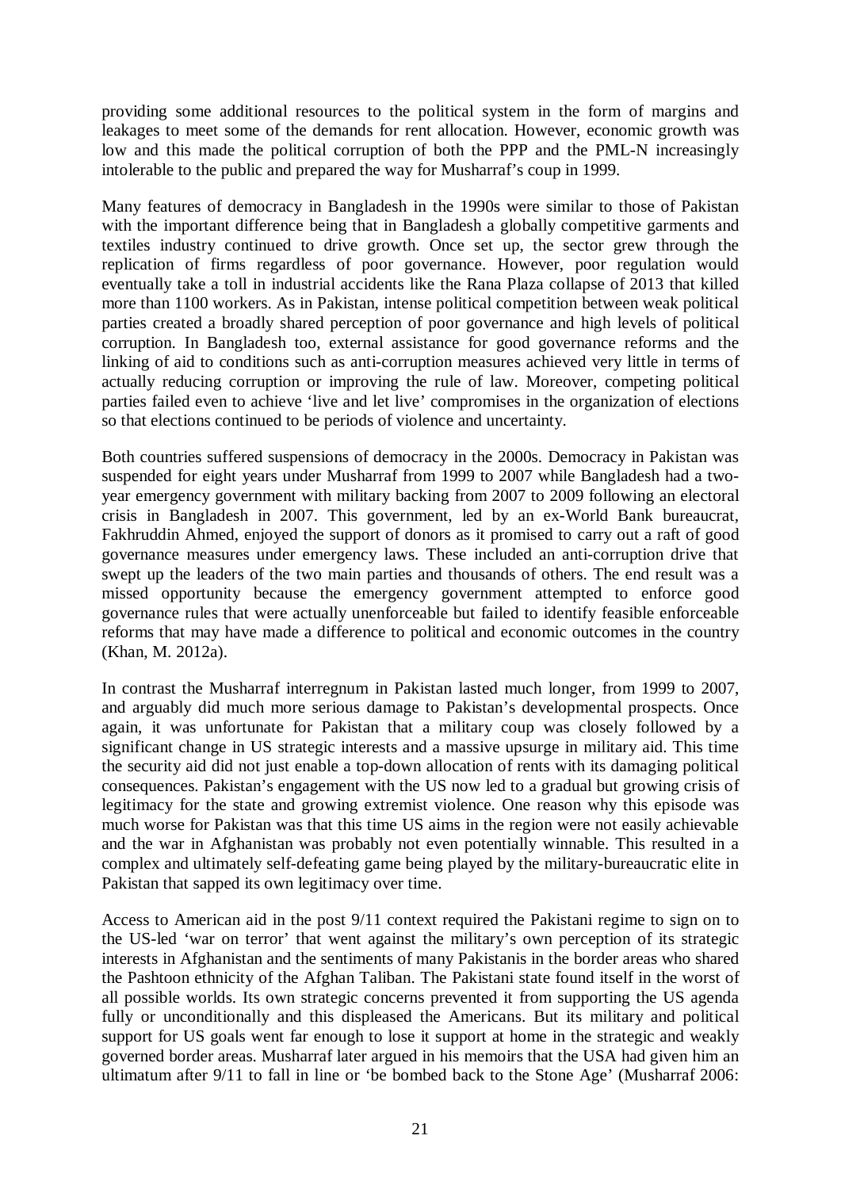providing some additional resources to the political system in the form of margins and leakages to meet some of the demands for rent allocation. However, economic growth was low and this made the political corruption of both the PPP and the PML-N increasingly intolerable to the public and prepared the way for Musharraf's coup in 1999.

Many features of democracy in Bangladesh in the 1990s were similar to those of Pakistan with the important difference being that in Bangladesh a globally competitive garments and textiles industry continued to drive growth. Once set up, the sector grew through the replication of firms regardless of poor governance. However, poor regulation would eventually take a toll in industrial accidents like the Rana Plaza collapse of 2013 that killed more than 1100 workers. As in Pakistan, intense political competition between weak political parties created a broadly shared perception of poor governance and high levels of political corruption. In Bangladesh too, external assistance for good governance reforms and the linking of aid to conditions such as anti-corruption measures achieved very little in terms of actually reducing corruption or improving the rule of law. Moreover, competing political parties failed even to achieve 'live and let live' compromises in the organization of elections so that elections continued to be periods of violence and uncertainty.

Both countries suffered suspensions of democracy in the 2000s. Democracy in Pakistan was suspended for eight years under Musharraf from 1999 to 2007 while Bangladesh had a two-year emergency government with military backing from 2007 to 2009 following an electoral crisis in Bangladesh in 2007. This government, led by an ex-World Bank bureaucrat, Fakhruddin Ahmed, enjoyed the support of donors as it promised to carry out a raft of good governance measures under emergency laws. These included an anti-corruption drive that swept up the leaders of the two main parties and thousands of others. The end result was a missed opportunity because the emergency government attempted to enforce good governance rules that were actually unenforceable but failed to identify feasible enforceable reforms that may have made a difference to political and economic outcomes in the country (Khan, M. 2012a).

In contrast the Musharraf interregnum in Pakistan lasted much longer, from 1999 to 2007, and arguably did much more serious damage to Pakistan's developmental prospects. Once again, it was unfortunate for Pakistan that a military coup was closely followed by a significant change in US strategic interests and a massive upsurge in military aid. This time the security aid did not just enable a top-down allocation of rents with its damaging political consequences. Pakistan's engagement with the US now led to a gradual but growing crisis of legitimacy for the state and growing extremist violence. One reason why this episode was much worse for Pakistan was that this time US aims in the region were not easily achievable and the war in Afghanistan was probably not even potentially winnable. This resulted in a complex and ultimately self-defeating game being played by the military-bureaucratic elite in Pakistan that sapped its own legitimacy over time.

Access to American aid in the post 9/11 context required the Pakistani regime to sign on to the US-led 'war on terror' that went against the military's own perception of its strategic interests in Afghanistan and the sentiments of many Pakistanis in the border areas who shared the Pashtoon ethnicity of the Afghan Taliban. The Pakistani state found itself in the worst of all possible worlds. Its own strategic concerns prevented it from supporting the US agenda fully or unconditionally and this displeased the Americans. But its military and political support for US goals went far enough to lose it support at home in the strategic and weakly governed border areas. Musharraf later argued in his memoirs that the USA had given him an ultimatum after 9/11 to fall in line or 'be bombed back to the Stone Age' (Musharraf 2006: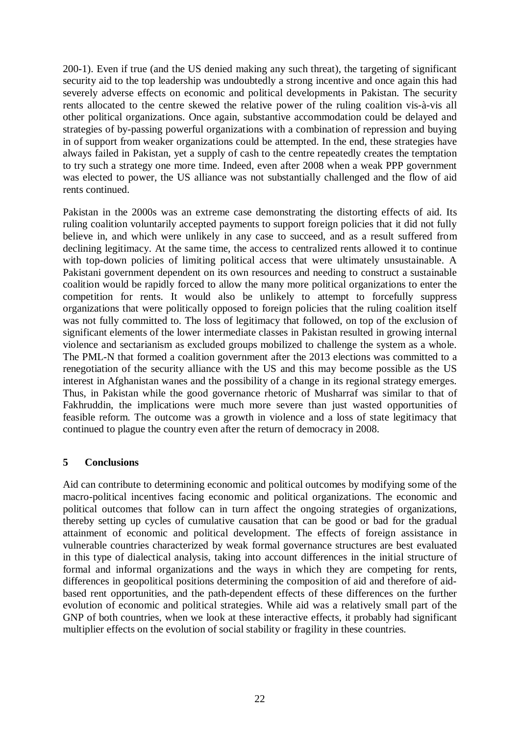200-1). Even if true (and the US denied making any such threat), the targeting of significant security aid to the top leadership was undoubtedly a strong incentive and once again this had severely adverse effects on economic and political developments in Pakistan. The security rents allocated to the centre skewed the relative power of the ruling coalition vis-à-vis all other political organizations. Once again, substantive accommodation could be delayed and strategies of by-passing powerful organizations with a combination of repression and buying in of support from weaker organizations could be attempted. In the end, these strategies have always failed in Pakistan, yet a supply of cash to the centre repeatedly creates the temptation to try such a strategy one more time. Indeed, even after 2008 when a weak PPP government was elected to power, the US alliance was not substantially challenged and the flow of aid rents continued.

Pakistan in the 2000s was an extreme case demonstrating the distorting effects of aid. Its ruling coalition voluntarily accepted payments to support foreign policies that it did not fully believe in, and which were unlikely in any case to succeed, and as a result suffered from declining legitimacy. At the same time, the access to centralized rents allowed it to continue with top-down policies of limiting political access that were ultimately unsustainable. A Pakistani government dependent on its own resources and needing to construct a sustainable coalition would be rapidly forced to allow the many more political organizations to enter the competition for rents. It would also be unlikely to attempt to forcefully suppress organizations that were politically opposed to foreign policies that the ruling coalition itself was not fully committed to. The loss of legitimacy that followed, on top of the exclusion of significant elements of the lower intermediate classes in Pakistan resulted in growing internal violence and sectarianism as excluded groups mobilized to challenge the system as a whole. The PML-N that formed a coalition government after the 2013 elections was committed to a renegotiation of the security alliance with the US and this may become possible as the US interest in Afghanistan wanes and the possibility of a change in its regional strategy emerges. Thus, in Pakistan while the good governance rhetoric of Musharraf was similar to that of Fakhruddin, the implications were much more severe than just wasted opportunities of feasible reform. The outcome was a growth in violence and a loss of state legitimacy that continued to plague the country even after the return of democracy in 2008.

## 5 Conclusions

Aid can contribute to determining economic and political outcomes by modifying some of the macro-political incentives facing economic and political organizations. The economic and political outcomes that follow can in turn affect the ongoing strategies of organizations, thereby setting up cycles of cumulative causation that can be good or bad for the gradual attainment of economic and political development. The effects of foreign assistance in vulnerable countries characterized by weak formal governance structures are best evaluated in this type of dialectical analysis, taking into account differences in the initial structure of formal and informal organizations and the ways in which they are competing for rents, differences in geopolitical positions determining the composition of aid and therefore of aid-based rent opportunities, and the path-dependent effects of these differences on the further evolution of economic and political strategies. While aid was a relatively small part of the GNP of both countries, when we look at these interactive effects, it probably had significant multiplier effects on the evolution of social stability or fragility in these countries.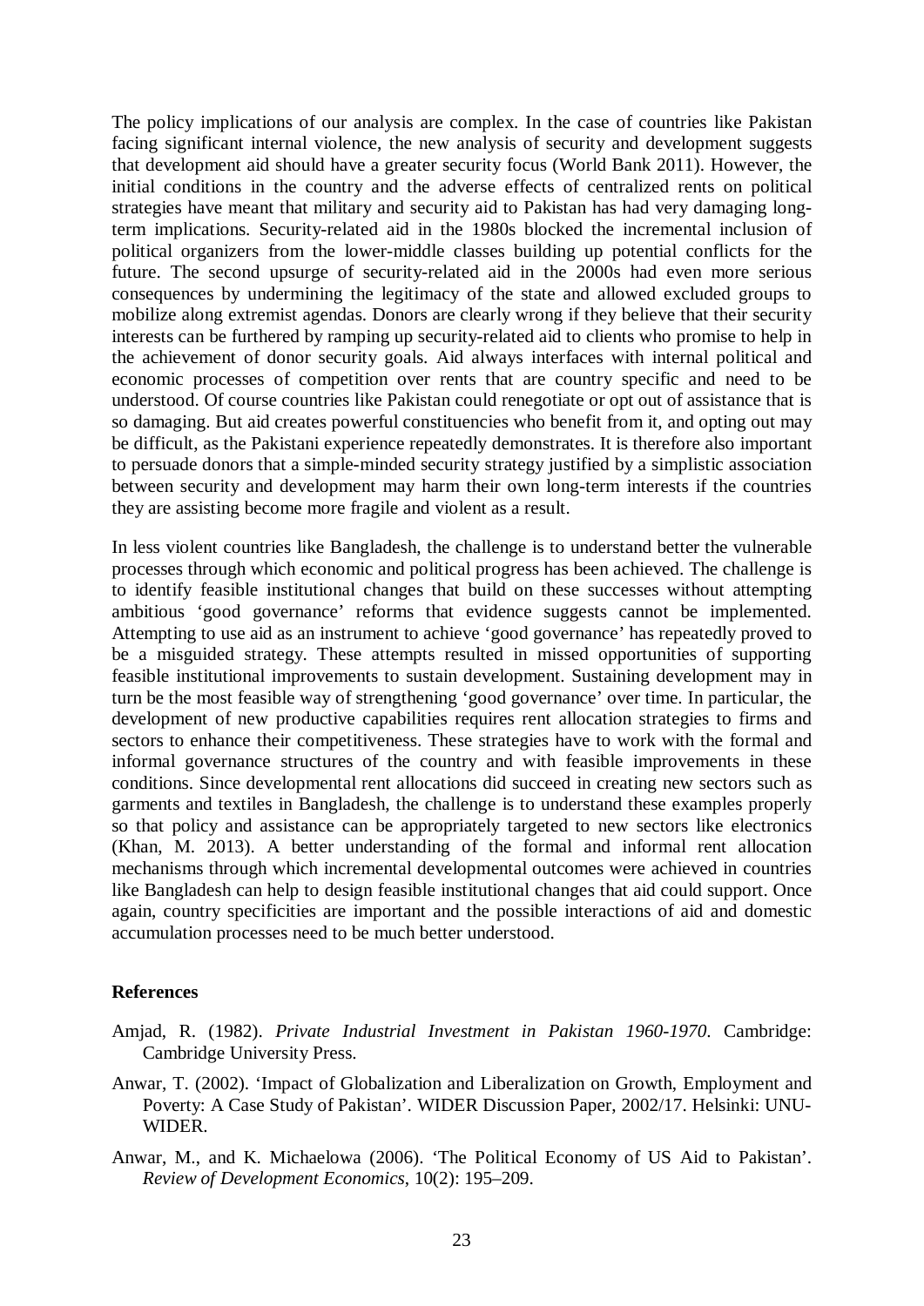The policy implications of our analysis are complex. In the case of countries like Pakistan facing significant internal violence, the new analysis of security and development suggests that development aid should have a greater security focus (World Bank 2011). However, the initial conditions in the country and the adverse effects of centralized rents on political strategies have meant that military and security aid to Pakistan has had very damaging long-term implications. Security-related aid in the 1980s blocked the incremental inclusion of political organizers from the lower-middle classes building up potential conflicts for the future. The second upsurge of security-related aid in the 2000s had even more serious consequences by undermining the legitimacy of the state and allowed excluded groups to mobilize along extremist agendas. Donors are clearly wrong if they believe that their security interests can be furthered by ramping up security-related aid to clients who promise to help in the achievement of donor security goals. Aid always interfaces with internal political and economic processes of competition over rents that are country specific and need to be understood. Of course countries like Pakistan could renegotiate or opt out of assistance that is so damaging. But aid creates powerful constituencies who benefit from it, and opting out may be difficult, as the Pakistani experience repeatedly demonstrates. It is therefore also important to persuade donors that a simple-minded security strategy justified by a simplistic association between security and development may harm their own long-term interests if the countries they are assisting become more fragile and violent as a result.

In less violent countries like Bangladesh, the challenge is to understand better the vulnerable processes through which economic and political progress has been achieved. The challenge is to identify feasible institutional changes that build on these successes without attempting ambitious 'good governance' reforms that evidence suggests cannot be implemented. Attempting to use aid as an instrument to achieve 'good governance' has repeatedly proved to be a misguided strategy. These attempts resulted in missed opportunities of supporting feasible institutional improvements to sustain development. Sustaining development may in turn be the most feasible way of strengthening 'good governance' over time. In particular, the development of new productive capabilities requires rent allocation strategies to firms and sectors to enhance their competitiveness. These strategies have to work with the formal and informal governance structures of the country and with feasible improvements in these conditions. Since developmental rent allocations did succeed in creating new sectors such as garments and textiles in Bangladesh, the challenge is to understand these examples properly so that policy and assistance can be appropriately targeted to new sectors like electronics (Khan, M. 2013). A better understanding of the formal and informal rent allocation mechanisms through which incremental developmental outcomes were achieved in countries like Bangladesh can help to design feasible institutional changes that aid could support. Once again, country specificities are important and the possible interactions of aid and domestic accumulation processes need to be much better understood.

## References

Amjad, R. (1982). *Private Industrial Investment in Pakistan 1960-1970*. Cambridge: Cambridge University Press.

Anwar, T. (2002). 'Impact of Globalization and Liberalization on Growth, Employment and Poverty: A Case Study of Pakistan'. WIDER Discussion Paper, 2002/17. Helsinki: UNU-WIDER.

Anwar, M., and K. Michaelowa (2006). 'The Political Economy of US Aid to Pakistan'. *Review of Development Economics*, 10(2): 195–209.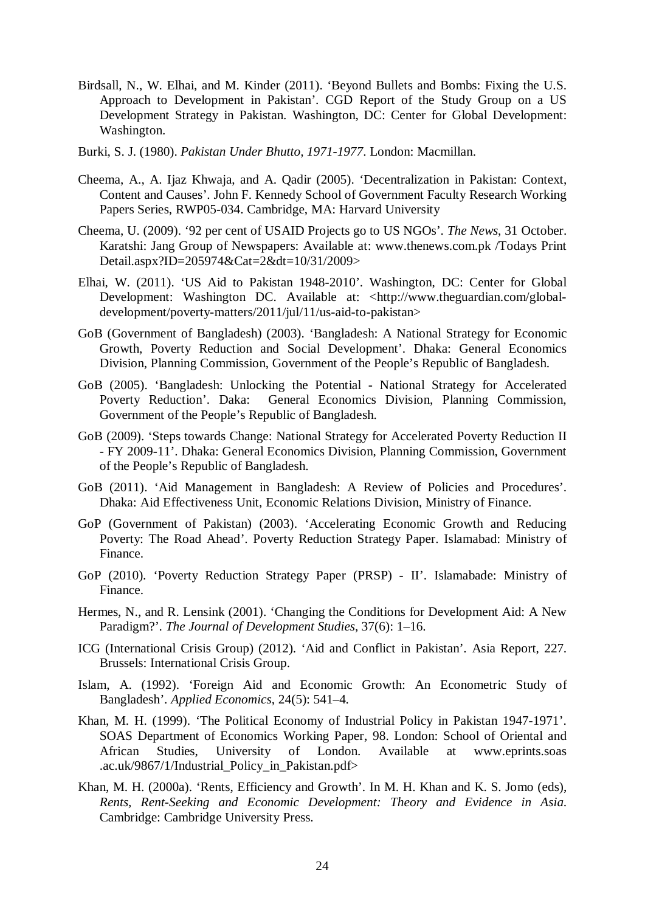Birdsall, N., W. Elhai, and M. Kinder (2011). 'Beyond Bullets and Bombs: Fixing the U.S. Approach to Development in Pakistan'. CGD Report of the Study Group on a US Development Strategy in Pakistan. Washington, DC: Center for Global Development: Washington.

Burki, S. J. (1980). *Pakistan Under Bhutto, 1971-1977*. London: Macmillan.

Cheema, A., A. Ijaz Khwaja, and A. Qadir (2005). 'Decentralization in Pakistan: Context, Content and Causes'. John F. Kennedy School of Government Faculty Research Working Papers Series, RWP05-034. Cambridge, MA: Harvard University

Cheema, U. (2009). '92 per cent of USAID Projects go to US NGOs'. *The News*, 31 October. Karatshi: Jang Group of Newspapers: Available at: www.thenews.com.pk /Todays Print Detail.aspx?ID=205974&Cat=2&dt=10/31/2009>

Elhai, W. (2011). 'US Aid to Pakistan 1948-2010'. Washington, DC: Center for Global Development: Washington DC. Available at: <http://www.theguardian.com/global-development/poverty-matters/2011/jul/11/us-aid-to-pakistan>

GoB (Government of Bangladesh) (2003). 'Bangladesh: A National Strategy for Economic Growth, Poverty Reduction and Social Development'. Dhaka: General Economics Division, Planning Commission, Government of the People's Republic of Bangladesh.

GoB (2005). 'Bangladesh: Unlocking the Potential - National Strategy for Accelerated Poverty Reduction'. Daka: General Economics Division, Planning Commission, Government of the People's Republic of Bangladesh.

GoB (2009). 'Steps towards Change: National Strategy for Accelerated Poverty Reduction II - FY 2009-11'. Dhaka: General Economics Division, Planning Commission, Government of the People's Republic of Bangladesh.

GoB (2011). 'Aid Management in Bangladesh: A Review of Policies and Procedures'. Dhaka: Aid Effectiveness Unit, Economic Relations Division, Ministry of Finance.

GoP (Government of Pakistan) (2003). 'Accelerating Economic Growth and Reducing Poverty: The Road Ahead'. Poverty Reduction Strategy Paper. Islamabad: Ministry of Finance.

GoP (2010). 'Poverty Reduction Strategy Paper (PRSP) - II'. Islamabade: Ministry of Finance.

Hermes, N., and R. Lensink (2001). 'Changing the Conditions for Development Aid: A New Paradigm?'. *The Journal of Development Studies*, 37(6): 1–16.

ICG (International Crisis Group) (2012). 'Aid and Conflict in Pakistan'. Asia Report, 227. Brussels: International Crisis Group.

Islam, A. (1992). 'Foreign Aid and Economic Growth: An Econometric Study of Bangladesh'. *Applied Economics*, 24(5): 541–4.

Khan, M. H. (1999). 'The Political Economy of Industrial Policy in Pakistan 1947-1971'. SOAS Department of Economics Working Paper, 98. London: School of Oriental and African Studies, University of London. Available at www.eprints.soas .ac.uk/9867/1/Industrial_Policy_in_Pakistan.pdf>

Khan, M. H. (2000a). 'Rents, Efficiency and Growth'. In M. H. Khan and K. S. Jomo (eds), *Rents, Rent-Seeking and Economic Development: Theory and Evidence in Asia*. Cambridge: Cambridge University Press.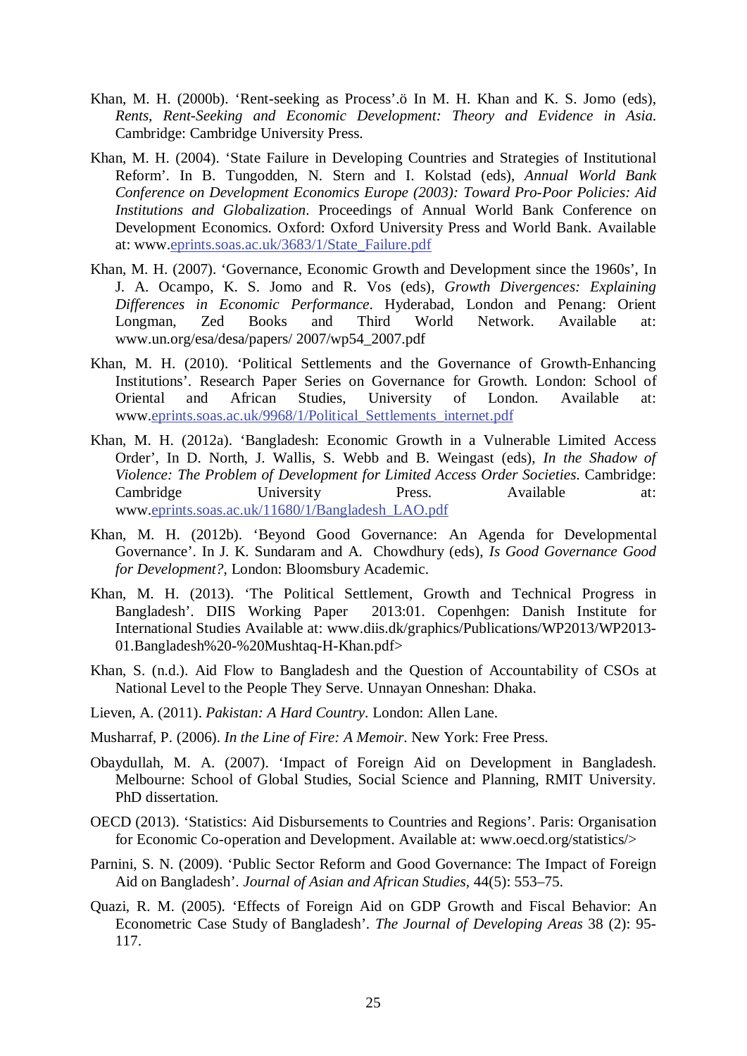Khan, M. H. (2000b). 'Rent-seeking as Process'.ö In M. H. Khan and K. S. Jomo (eds), *Rents, Rent-Seeking and Economic Development: Theory and Evidence in Asia.* Cambridge: Cambridge University Press.

Khan, M. H. (2004). 'State Failure in Developing Countries and Strategies of Institutional Reform'. In B. Tungodden, N. Stern and I. Kolstad (eds), *Annual World Bank Conference on Development Economics Europe (2003): Toward Pro-Poor Policies: Aid Institutions and Globalization*. Proceedings of Annual World Bank Conference on Development Economics. Oxford: Oxford University Press and World Bank. Available at: www.eprints.soas.ac.uk/3683/1/State_Failure.pdf

Khan, M. H. (2007). 'Governance, Economic Growth and Development since the 1960s', In J. A. Ocampo, K. S. Jomo and R. Vos (eds), *Growth Divergences: Explaining Differences in Economic Performance*. Hyderabad, London and Penang: Orient Longman, Zed Books and Third World Network. Available at: www.un.org/esa/desa/papers/ 2007/wp54_2007.pdf

Khan, M. H. (2010). 'Political Settlements and the Governance of Growth-Enhancing Institutions'. Research Paper Series on Governance for Growth. London: School of Oriental and African Studies, University of London. Available at: www.eprints.soas.ac.uk/9968/1/Political_Settlements_internet.pdf

Khan, M. H. (2012a). 'Bangladesh: Economic Growth in a Vulnerable Limited Access Order', In D. North, J. Wallis, S. Webb and B. Weingast (eds), *In the Shadow of Violence: The Problem of Development for Limited Access Order Societies.* Cambridge: Cambridge University Press. Available at: www.eprints.soas.ac.uk/11680/1/Bangladesh_LAO.pdf

Khan, M. H. (2012b). 'Beyond Good Governance: An Agenda for Developmental Governance'. In J. K. Sundaram and A. Chowdhury (eds), *Is Good Governance Good for Development?*, London: Bloomsbury Academic.

Khan, M. H. (2013). 'The Political Settlement, Growth and Technical Progress in Bangladesh'. DIIS Working Paper 2013:01. Copenhgen: Danish Institute for International Studies Available at: www.diis.dk/graphics/Publications/WP2013/WP2013-01.Bangladesh%20-%20Mushtaq-H-Khan.pdf>

Khan, S. (n.d.). Aid Flow to Bangladesh and the Question of Accountability of CSOs at National Level to the People They Serve. Unnayan Onneshan: Dhaka.

Lieven, A. (2011). *Pakistan: A Hard Country*. London: Allen Lane.

Musharraf, P. (2006). *In the Line of Fire: A Memoir.* New York: Free Press.

Obaydullah, M. A. (2007). 'Impact of Foreign Aid on Development in Bangladesh. Melbourne: School of Global Studies, Social Science and Planning, RMIT University. PhD dissertation.

OECD (2013). 'Statistics: Aid Disbursements to Countries and Regions'. Paris: Organisation for Economic Co-operation and Development. Available at: www.oecd.org/statistics/>

Parnini, S. N. (2009). 'Public Sector Reform and Good Governance: The Impact of Foreign Aid on Bangladesh'. *Journal of Asian and African Studies*, 44(5): 553–75.

Quazi, R. M. (2005). 'Effects of Foreign Aid on GDP Growth and Fiscal Behavior: An Econometric Case Study of Bangladesh'. *The Journal of Developing Areas* 38 (2): 95-117.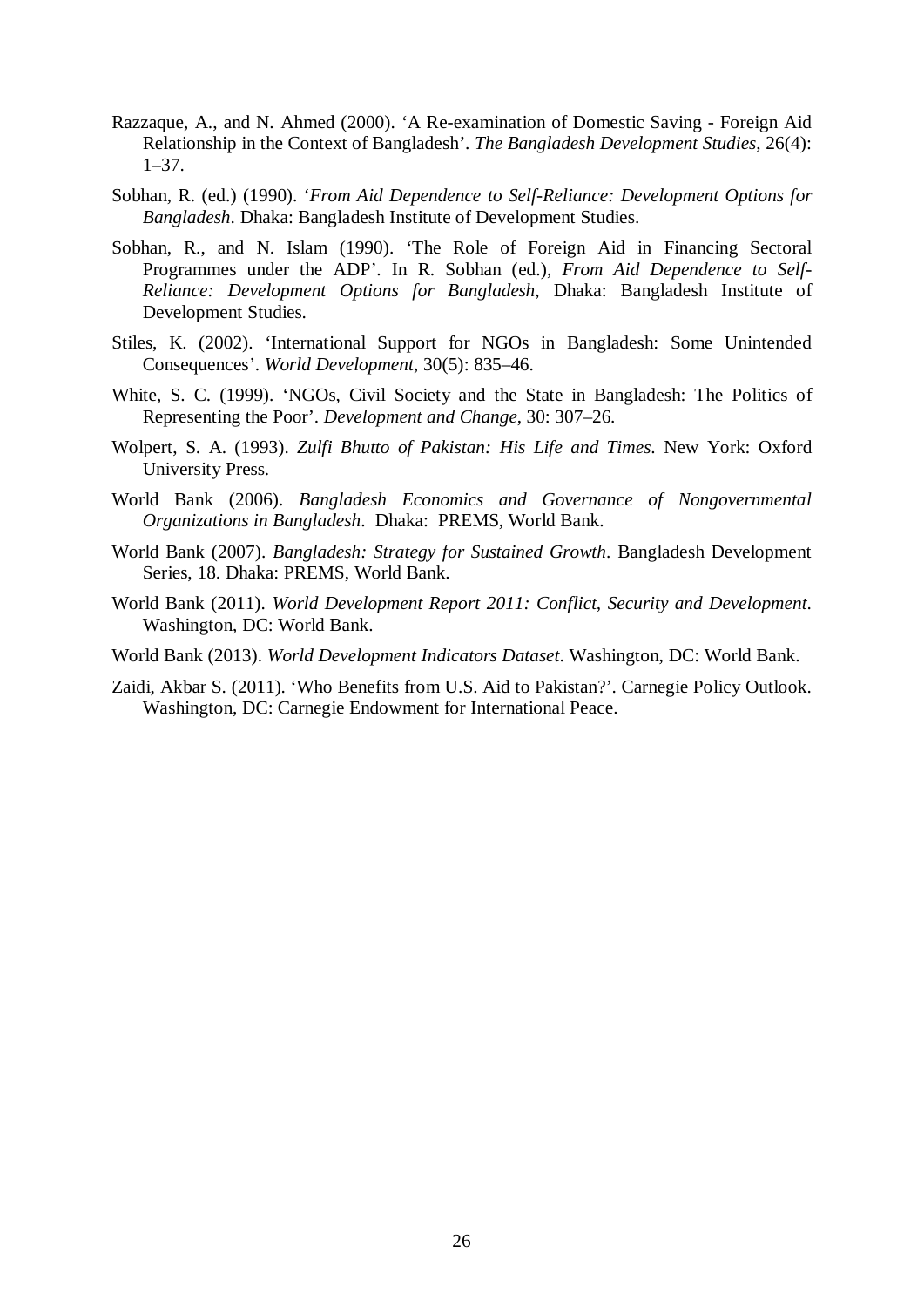Razzaque, A., and N. Ahmed (2000). 'A Re-examination of Domestic Saving - Foreign Aid Relationship in the Context of Bangladesh'. *The Bangladesh Development Studies*, 26(4): 1–37.

Sobhan, R. (ed.) (1990). '*From Aid Dependence to Self-Reliance: Development Options for Bangladesh*. Dhaka: Bangladesh Institute of Development Studies.

Sobhan, R., and N. Islam (1990). 'The Role of Foreign Aid in Financing Sectoral Programmes under the ADP'. In R. Sobhan (ed.), *From Aid Dependence to Self-Reliance: Development Options for Bangladesh*, Dhaka: Bangladesh Institute of Development Studies.

Stiles, K. (2002). 'International Support for NGOs in Bangladesh: Some Unintended Consequences'. *World Development*, 30(5): 835–46.

White, S. C. (1999). 'NGOs, Civil Society and the State in Bangladesh: The Politics of Representing the Poor'. *Development and Change*, 30: 307–26.

Wolpert, S. A. (1993). *Zulfi Bhutto of Pakistan: His Life and Times*. New York: Oxford University Press.

World Bank (2006). *Bangladesh Economics and Governance of Nongovernmental Organizations in Bangladesh*. Dhaka: PREMS, World Bank.

World Bank (2007). *Bangladesh: Strategy for Sustained Growth*. Bangladesh Development Series, 18. Dhaka: PREMS, World Bank.

World Bank (2011). *World Development Report 2011: Conflict, Security and Development*. Washington, DC: World Bank.

World Bank (2013). *World Development Indicators Dataset*. Washington, DC: World Bank.

Zaidi, Akbar S. (2011). 'Who Benefits from U.S. Aid to Pakistan?'. Carnegie Policy Outlook. Washington, DC: Carnegie Endowment for International Peace.